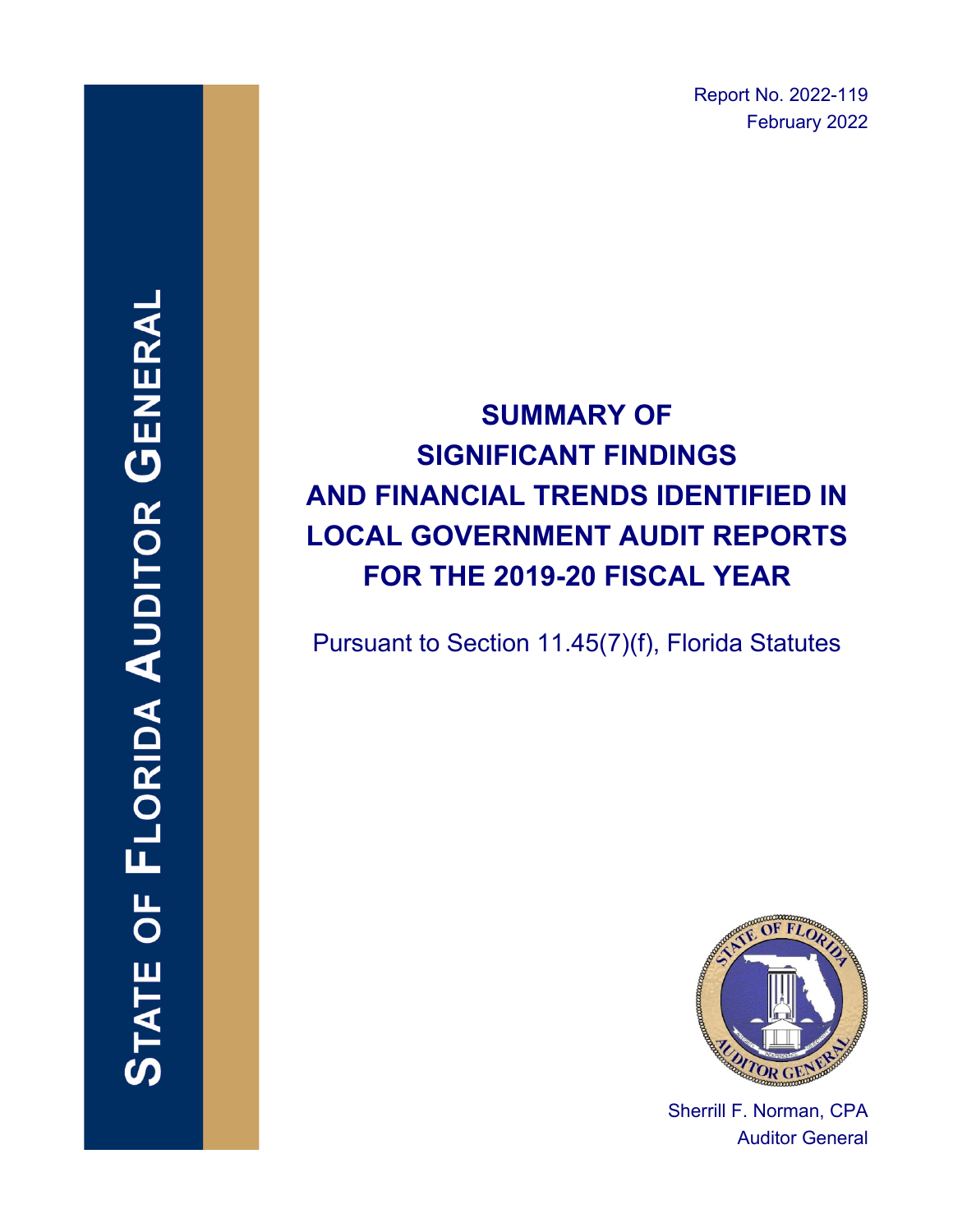STATE OF FLORIDA AUDITOR GENERAL

Report No. 2022-119
February 2022

# SUMMARY OF SIGNIFICANT FINDINGS AND FINANCIAL TRENDS IDENTIFIED IN LOCAL GOVERNMENT AUDIT REPORTS FOR THE 2019-20 FISCAL YEAR

Pursuant to Section 11.45(7)(f), Florida Statutes

Sherrill F. Norman, CPA
Auditor General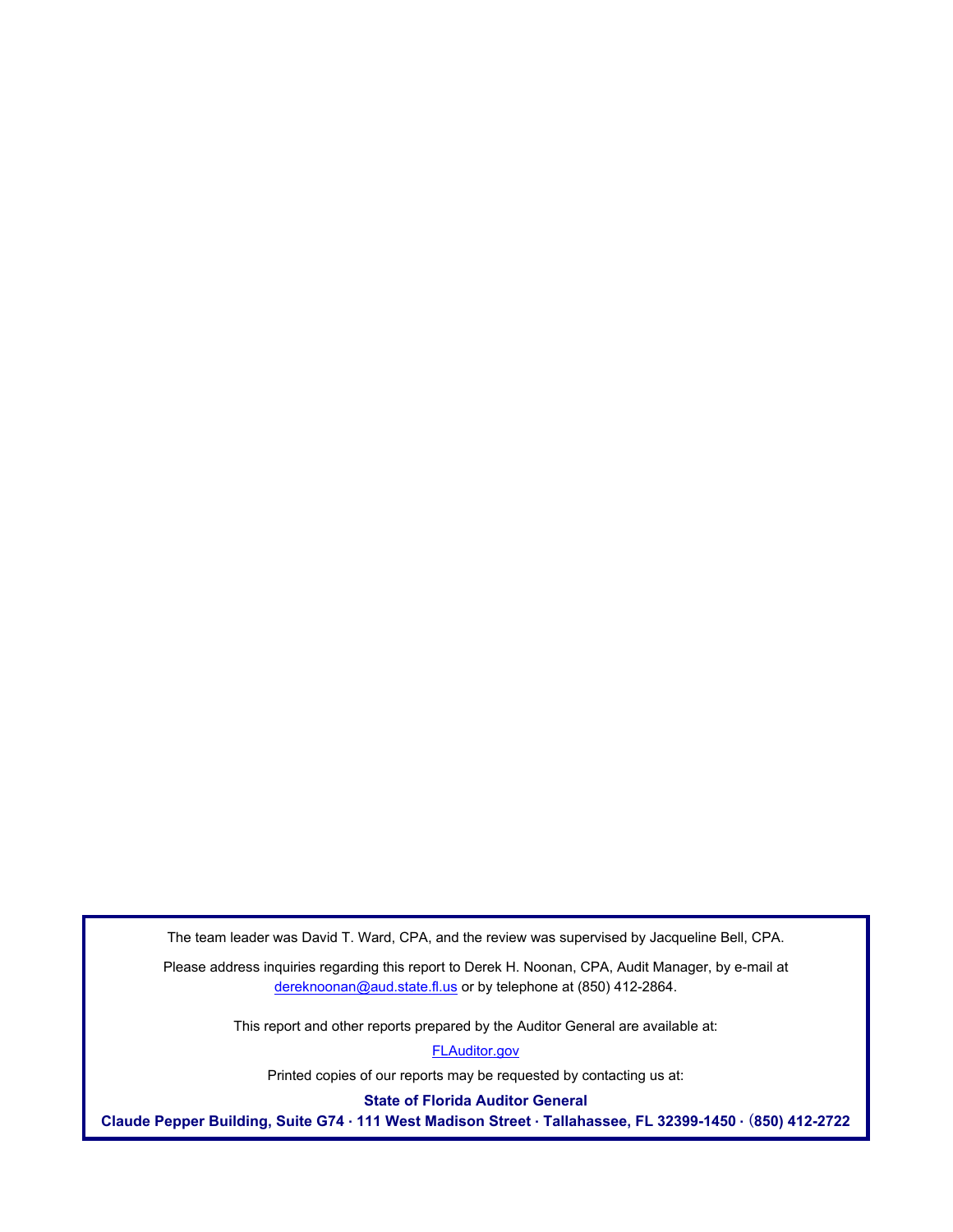The team leader was David T. Ward, CPA, and the review was supervised by Jacqueline Bell, CPA.

Please address inquiries regarding this report to Derek H. Noonan, CPA, Audit Manager, by e-mail at dereknoonan@aud.state.fl.us or by telephone at (850) 412-2864.

This report and other reports prepared by the Auditor General are available at:

FLAuditor.gov

Printed copies of our reports may be requested by contacting us at:

**State of Florida Auditor General**

**Claude Pepper Building, Suite G74 · 111 West Madison Street · Tallahassee, FL 32399-1450 · (850) 412-2722**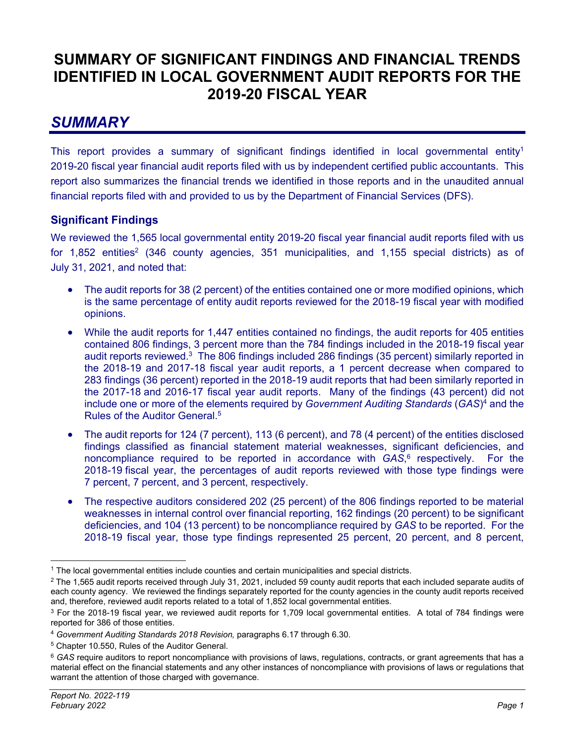# SUMMARY OF SIGNIFICANT FINDINGS AND FINANCIAL TRENDS IDENTIFIED IN LOCAL GOVERNMENT AUDIT REPORTS FOR THE 2019-20 FISCAL YEAR

## *SUMMARY*

This report provides a summary of significant findings identified in local governmental entity[1] 2019-20 fiscal year financial audit reports filed with us by independent certified public accountants. This report also summarizes the financial trends we identified in those reports and in the unaudited annual financial reports filed with and provided to us by the Department of Financial Services (DFS).

### Significant Findings

We reviewed the 1,565 local governmental entity 2019-20 fiscal year financial audit reports filed with us for 1,852 entities[2] (346 county agencies, 351 municipalities, and 1,155 special districts) as of July 31, 2021, and noted that:

- The audit reports for 38 (2 percent) of the entities contained one or more modified opinions, which is the same percentage of entity audit reports reviewed for the 2018-19 fiscal year with modified opinions.
- While the audit reports for 1,447 entities contained no findings, the audit reports for 405 entities contained 806 findings, 3 percent more than the 784 findings included in the 2018-19 fiscal year audit reports reviewed.[3] The 806 findings included 286 findings (35 percent) similarly reported in the 2018-19 and 2017-18 fiscal year audit reports, a 1 percent decrease when compared to 283 findings (36 percent) reported in the 2018-19 audit reports that had been similarly reported in the 2017-18 and 2016-17 fiscal year audit reports. Many of the findings (43 percent) did not include one or more of the elements required by *Government Auditing Standards* (*GAS*)[4] and the Rules of the Auditor General.[5]
- The audit reports for 124 (7 percent), 113 (6 percent), and 78 (4 percent) of the entities disclosed findings classified as financial statement material weaknesses, significant deficiencies, and noncompliance required to be reported in accordance with *GAS*,[6] respectively. For the 2018-19 fiscal year, the percentages of audit reports reviewed with those type findings were 7 percent, 7 percent, and 3 percent, respectively.
- The respective auditors considered 202 (25 percent) of the 806 findings reported to be material weaknesses in internal control over financial reporting, 162 findings (20 percent) to be significant deficiencies, and 104 (13 percent) to be noncompliance required by *GAS* to be reported. For the 2018-19 fiscal year, those type findings represented 25 percent, 20 percent, and 8 percent,

---

[1] The local governmental entities include counties and certain municipalities and special districts.

[2] The 1,565 audit reports received through July 31, 2021, included 59 county audit reports that each included separate audits of each county agency. We reviewed the findings separately reported for the county agencies in the county audit reports received and, therefore, reviewed audit reports related to a total of 1,852 local governmental entities.

[3] For the 2018-19 fiscal year, we reviewed audit reports for 1,709 local governmental entities. A total of 784 findings were reported for 386 of those entities.

[4] *Government Auditing Standards 2018 Revision,* paragraphs 6.17 through 6.30.

[5] Chapter 10.550, Rules of the Auditor General.

[6] *GAS* require auditors to report noncompliance with provisions of laws, regulations, contracts, or grant agreements that has a material effect on the financial statements and any other instances of noncompliance with provisions of laws or regulations that warrant the attention of those charged with governance.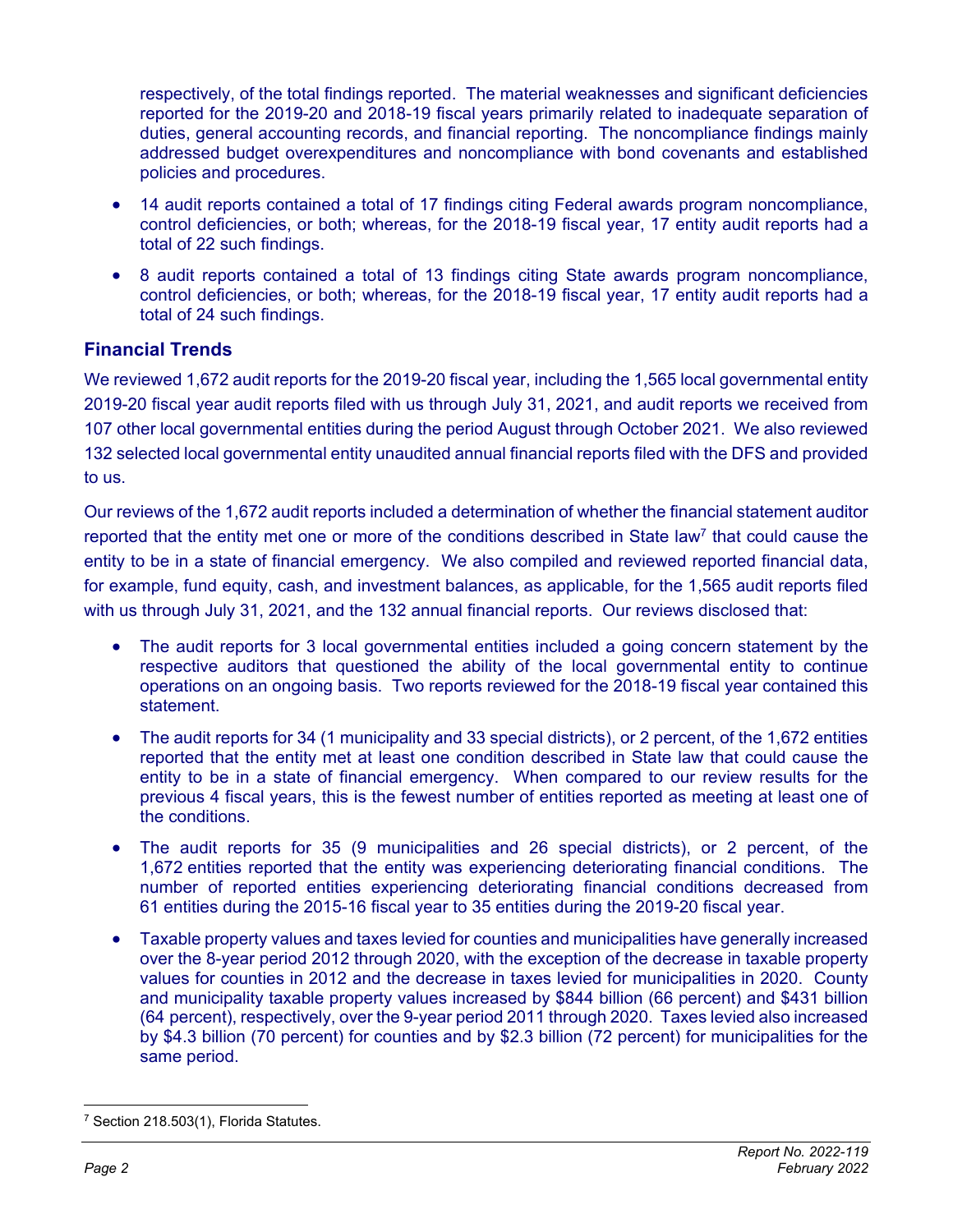respectively, of the total findings reported. The material weaknesses and significant deficiencies reported for the 2019-20 and 2018-19 fiscal years primarily related to inadequate separation of duties, general accounting records, and financial reporting. The noncompliance findings mainly addressed budget overexpenditures and noncompliance with bond covenants and established policies and procedures.

- 14 audit reports contained a total of 17 findings citing Federal awards program noncompliance, control deficiencies, or both; whereas, for the 2018-19 fiscal year, 17 entity audit reports had a total of 22 such findings.
- 8 audit reports contained a total of 13 findings citing State awards program noncompliance, control deficiencies, or both; whereas, for the 2018-19 fiscal year, 17 entity audit reports had a total of 24 such findings.

## Financial Trends

We reviewed 1,672 audit reports for the 2019-20 fiscal year, including the 1,565 local governmental entity 2019-20 fiscal year audit reports filed with us through July 31, 2021, and audit reports we received from 107 other local governmental entities during the period August through October 2021. We also reviewed 132 selected local governmental entity unaudited annual financial reports filed with the DFS and provided to us.

Our reviews of the 1,672 audit reports included a determination of whether the financial statement auditor reported that the entity met one or more of the conditions described in State law[7] that could cause the entity to be in a state of financial emergency. We also compiled and reviewed reported financial data, for example, fund equity, cash, and investment balances, as applicable, for the 1,565 audit reports filed with us through July 31, 2021, and the 132 annual financial reports. Our reviews disclosed that:

- The audit reports for 3 local governmental entities included a going concern statement by the respective auditors that questioned the ability of the local governmental entity to continue operations on an ongoing basis. Two reports reviewed for the 2018-19 fiscal year contained this statement.
- The audit reports for 34 (1 municipality and 33 special districts), or 2 percent, of the 1,672 entities reported that the entity met at least one condition described in State law that could cause the entity to be in a state of financial emergency. When compared to our review results for the previous 4 fiscal years, this is the fewest number of entities reported as meeting at least one of the conditions.
- The audit reports for 35 (9 municipalities and 26 special districts), or 2 percent, of the 1,672 entities reported that the entity was experiencing deteriorating financial conditions. The number of reported entities experiencing deteriorating financial conditions decreased from 61 entities during the 2015-16 fiscal year to 35 entities during the 2019-20 fiscal year.
- Taxable property values and taxes levied for counties and municipalities have generally increased over the 8-year period 2012 through 2020, with the exception of the decrease in taxable property values for counties in 2012 and the decrease in taxes levied for municipalities in 2020. County and municipality taxable property values increased by $844 billion (66 percent) and $431 billion (64 percent), respectively, over the 9-year period 2011 through 2020. Taxes levied also increased by $4.3 billion (70 percent) for counties and by $2.3 billion (72 percent) for municipalities for the same period.

---

[7] Section 218.503(1), Florida Statutes.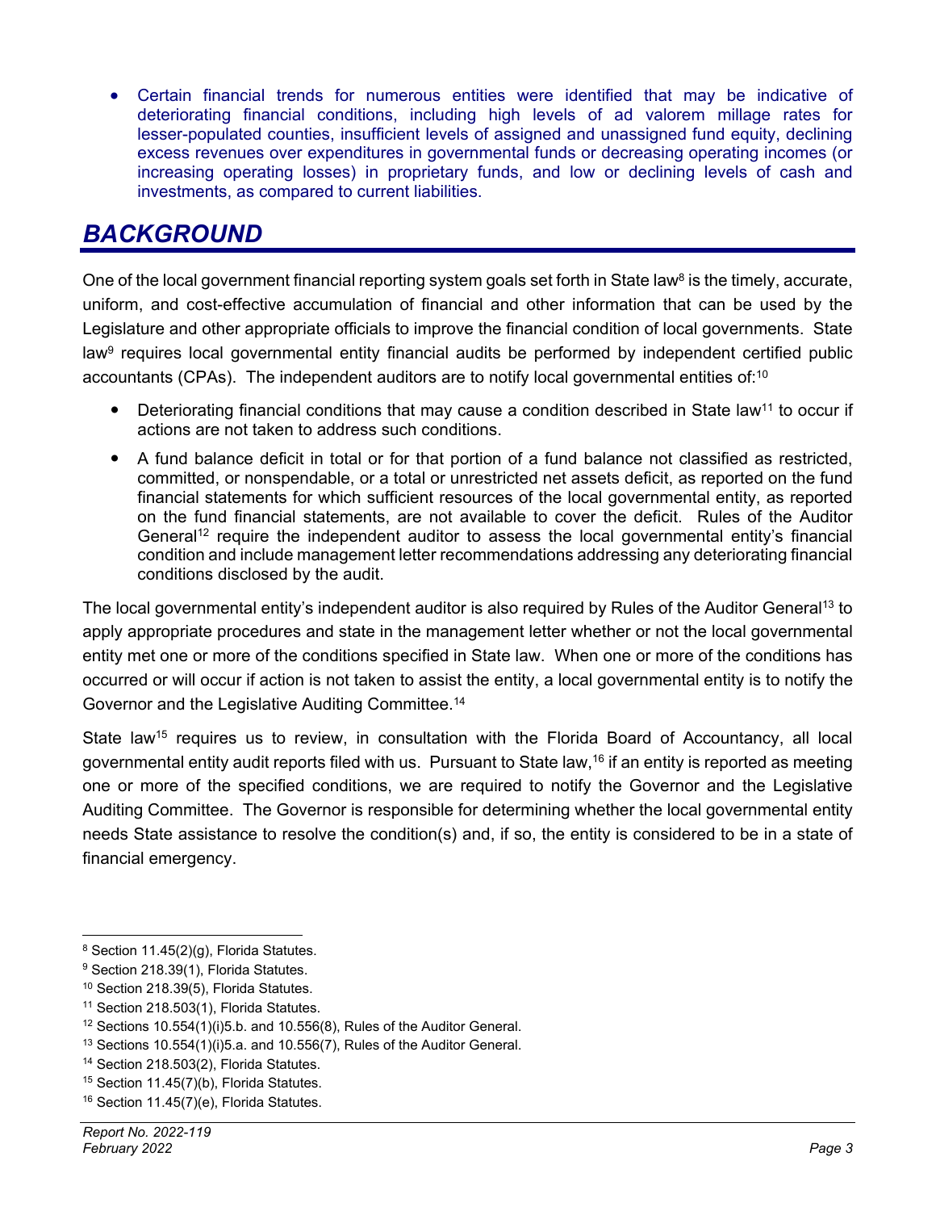- Certain financial trends for numerous entities were identified that may be indicative of deteriorating financial conditions, including high levels of ad valorem millage rates for lesser-populated counties, insufficient levels of assigned and unassigned fund equity, declining excess revenues over expenditures in governmental funds or decreasing operating incomes (or increasing operating losses) in proprietary funds, and low or declining levels of cash and investments, as compared to current liabilities.

## *BACKGROUND*

One of the local government financial reporting system goals set forth in State law[8] is the timely, accurate, uniform, and cost-effective accumulation of financial and other information that can be used by the Legislature and other appropriate officials to improve the financial condition of local governments. State law[9] requires local governmental entity financial audits be performed by independent certified public accountants (CPAs). The independent auditors are to notify local governmental entities of:[10]

- Deteriorating financial conditions that may cause a condition described in State law[11] to occur if actions are not taken to address such conditions.
- A fund balance deficit in total or for that portion of a fund balance not classified as restricted, committed, or nonspendable, or a total or unrestricted net assets deficit, as reported on the fund financial statements for which sufficient resources of the local governmental entity, as reported on the fund financial statements, are not available to cover the deficit. Rules of the Auditor General[12] require the independent auditor to assess the local governmental entity's financial condition and include management letter recommendations addressing any deteriorating financial conditions disclosed by the audit.

The local governmental entity's independent auditor is also required by Rules of the Auditor General[13] to apply appropriate procedures and state in the management letter whether or not the local governmental entity met one or more of the conditions specified in State law. When one or more of the conditions has occurred or will occur if action is not taken to assist the entity, a local governmental entity is to notify the Governor and the Legislative Auditing Committee.[14]

State law[15] requires us to review, in consultation with the Florida Board of Accountancy, all local governmental entity audit reports filed with us. Pursuant to State law,[16] if an entity is reported as meeting one or more of the specified conditions, we are required to notify the Governor and the Legislative Auditing Committee. The Governor is responsible for determining whether the local governmental entity needs State assistance to resolve the condition(s) and, if so, the entity is considered to be in a state of financial emergency.

---

[8] Section 11.45(2)(g), Florida Statutes.
[9] Section 218.39(1), Florida Statutes.
[10] Section 218.39(5), Florida Statutes.
[11] Section 218.503(1), Florida Statutes.
[12] Sections 10.554(1)(i)5.b. and 10.556(8), Rules of the Auditor General.
[13] Sections 10.554(1)(i)5.a. and 10.556(7), Rules of the Auditor General.
[14] Section 218.503(2), Florida Statutes.
[15] Section 11.45(7)(b), Florida Statutes.
[16] Section 11.45(7)(e), Florida Statutes.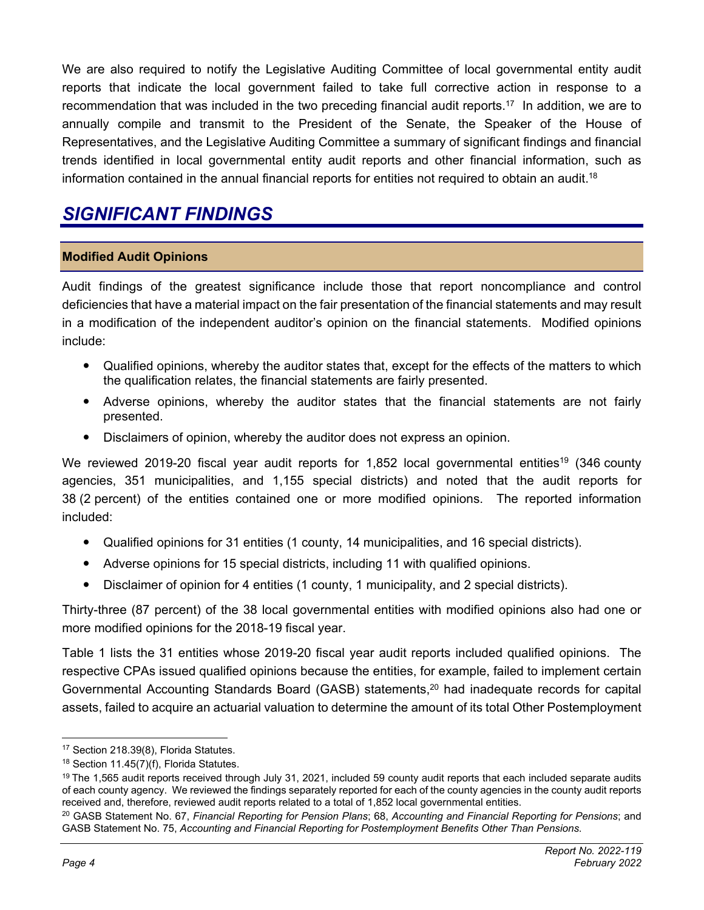We are also required to notify the Legislative Auditing Committee of local governmental entity audit reports that indicate the local government failed to take full corrective action in response to a recommendation that was included in the two preceding financial audit reports.[17] In addition, we are to annually compile and transmit to the President of the Senate, the Speaker of the House of Representatives, and the Legislative Auditing Committee a summary of significant findings and financial trends identified in local governmental entity audit reports and other financial information, such as information contained in the annual financial reports for entities not required to obtain an audit.[18]

## *SIGNIFICANT FINDINGS*

### Modified Audit Opinions

Audit findings of the greatest significance include those that report noncompliance and control deficiencies that have a material impact on the fair presentation of the financial statements and may result in a modification of the independent auditor's opinion on the financial statements. Modified opinions include:

- Qualified opinions, whereby the auditor states that, except for the effects of the matters to which the qualification relates, the financial statements are fairly presented.
- Adverse opinions, whereby the auditor states that the financial statements are not fairly presented.
- Disclaimers of opinion, whereby the auditor does not express an opinion.

We reviewed 2019-20 fiscal year audit reports for 1,852 local governmental entities[19] (346 county agencies, 351 municipalities, and 1,155 special districts) and noted that the audit reports for 38 (2 percent) of the entities contained one or more modified opinions. The reported information included:

- Qualified opinions for 31 entities (1 county, 14 municipalities, and 16 special districts).
- Adverse opinions for 15 special districts, including 11 with qualified opinions.
- Disclaimer of opinion for 4 entities (1 county, 1 municipality, and 2 special districts).

Thirty-three (87 percent) of the 38 local governmental entities with modified opinions also had one or more modified opinions for the 2018-19 fiscal year.

Table 1 lists the 31 entities whose 2019-20 fiscal year audit reports included qualified opinions. The respective CPAs issued qualified opinions because the entities, for example, failed to implement certain Governmental Accounting Standards Board (GASB) statements,[20] had inadequate records for capital assets, failed to acquire an actuarial valuation to determine the amount of its total Other Postemployment

---

[17] Section 218.39(8), Florida Statutes.

[18] Section 11.45(7)(f), Florida Statutes.

[19] The 1,565 audit reports received through July 31, 2021, included 59 county audit reports that each included separate audits of each county agency. We reviewed the findings separately reported for each of the county agencies in the county audit reports received and, therefore, reviewed audit reports related to a total of 1,852 local governmental entities.

[20] GASB Statement No. 67, *Financial Reporting for Pension Plans*; 68, *Accounting and Financial Reporting for Pensions*; and GASB Statement No. 75, *Accounting and Financial Reporting for Postemployment Benefits Other Than Pensions.*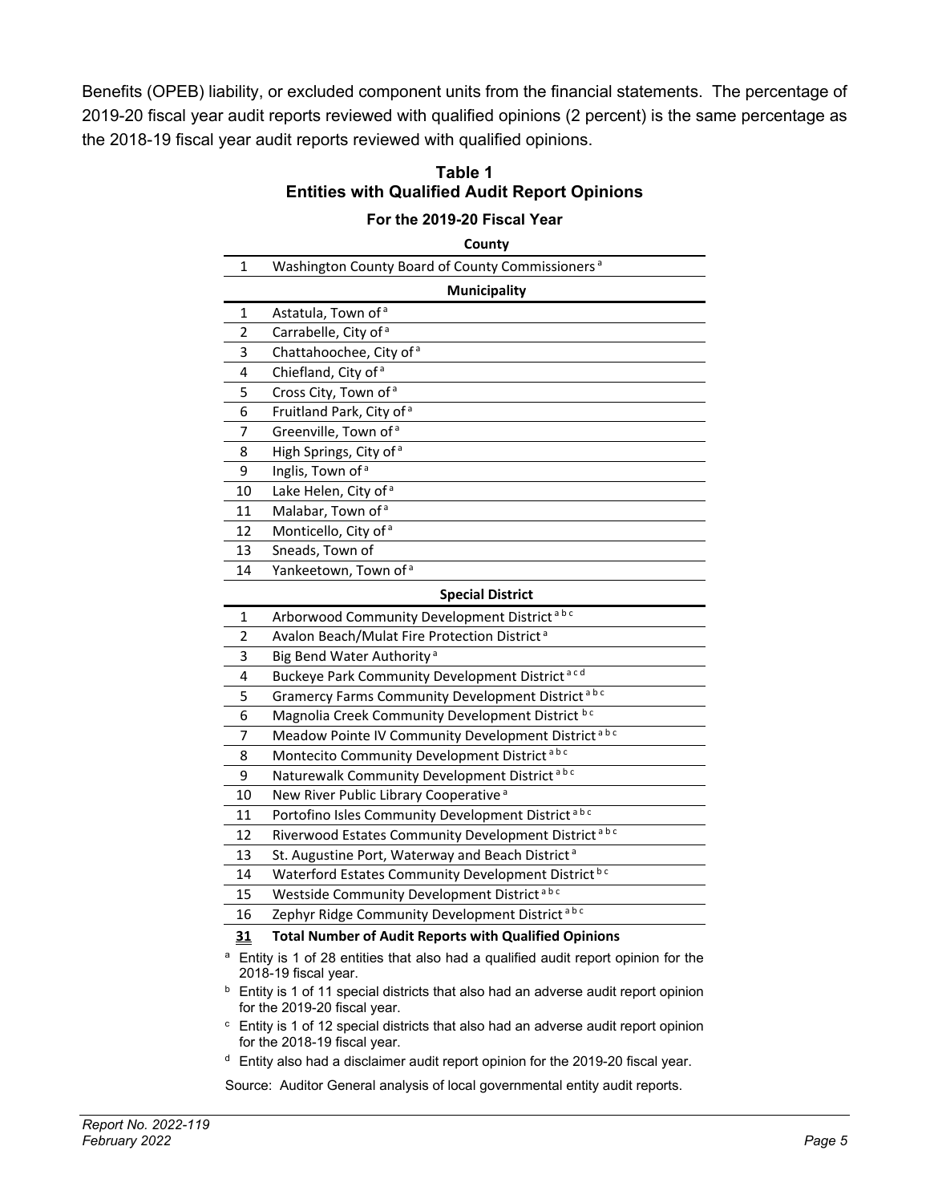Benefits (OPEB) liability, or excluded component units from the financial statements. The percentage of 2019-20 fiscal year audit reports reviewed with qualified opinions (2 percent) is the same percentage as the 2018-19 fiscal year audit reports reviewed with qualified opinions.

### Table 1
### Entities with Qualified Audit Report Opinions

**For the 2019-20 Fiscal Year**

| | **County** |
|---|---|
| 1 | Washington County Board of County Commissioners [a] |
| | **Municipality** |
| 1 | Astatula, Town of [a] |
| 2 | Carrabelle, City of [a] |
| 3 | Chattahoochee, City of [a] |
| 4 | Chiefland, City of [a] |
| 5 | Cross City, Town of [a] |
| 6 | Fruitland Park, City of [a] |
| 7 | Greenville, Town of [a] |
| 8 | High Springs, City of [a] |
| 9 | Inglis, Town of [a] |
| 10 | Lake Helen, City of [a] |
| 11 | Malabar, Town of [a] |
| 12 | Monticello, City of [a] |
| 13 | Sneads, Town of |
| 14 | Yankeetown, Town of [a] |
| | **Special District** |
| 1 | Arborwood Community Development District [a b c] |
| 2 | Avalon Beach/Mulat Fire Protection District [a] |
| 3 | Big Bend Water Authority [a] |
| 4 | Buckeye Park Community Development District [a c d] |
| 5 | Gramercy Farms Community Development District [a b c] |
| 6 | Magnolia Creek Community Development District [b c] |
| 7 | Meadow Pointe IV Community Development District [a b c] |
| 8 | Montecito Community Development District [a b c] |
| 9 | Naturewalk Community Development District [a b c] |
| 10 | New River Public Library Cooperative [a] |
| 11 | Portofino Isles Community Development District [a b c] |
| 12 | Riverwood Estates Community Development District [a b c] |
| 13 | St. Augustine Port, Waterway and Beach District [a] |
| 14 | Waterford Estates Community Development District [b c] |
| 15 | Westside Community Development District [a b c] |
| 16 | Zephyr Ridge Community Development District [a b c] |
| **31** | **Total Number of Audit Reports with Qualified Opinions** |

[a] Entity is 1 of 28 entities that also had a qualified audit report opinion for the 2018-19 fiscal year.

[b] Entity is 1 of 11 special districts that also had an adverse audit report opinion for the 2019-20 fiscal year.

[c] Entity is 1 of 12 special districts that also had an adverse audit report opinion for the 2018-19 fiscal year.

[d] Entity also had a disclaimer audit report opinion for the 2019-20 fiscal year.

Source: Auditor General analysis of local governmental entity audit reports.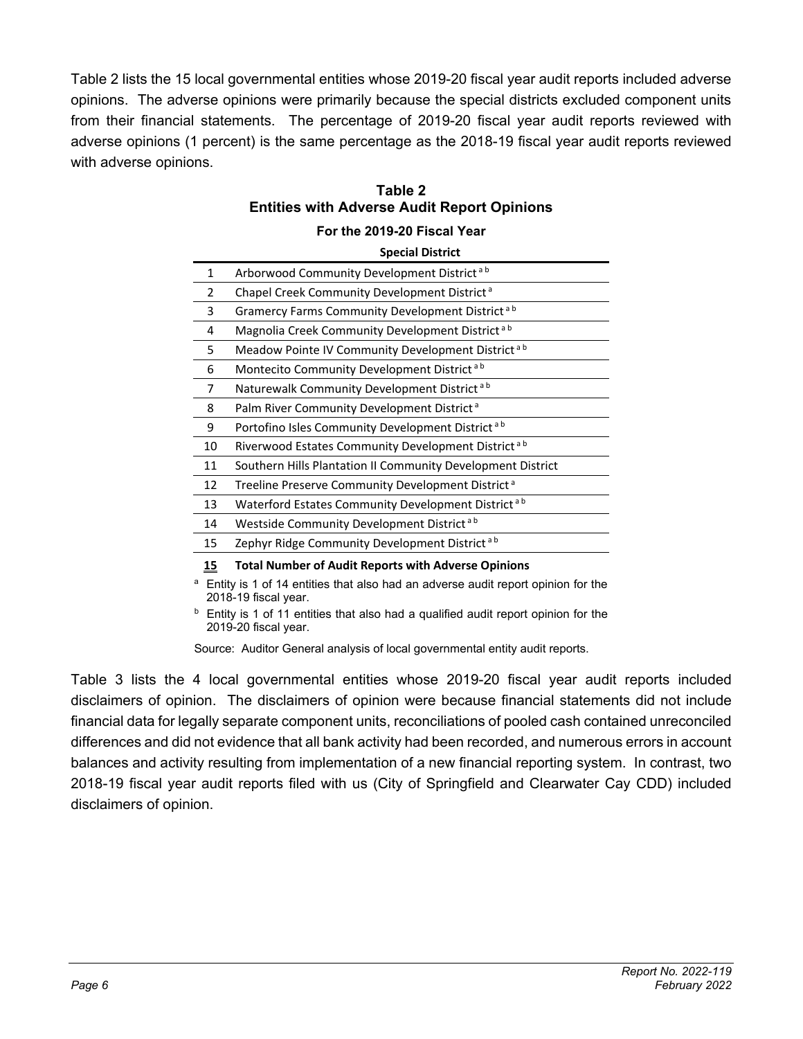Table 2 lists the 15 local governmental entities whose 2019-20 fiscal year audit reports included adverse opinions. The adverse opinions were primarily because the special districts excluded component units from their financial statements. The percentage of 2019-20 fiscal year audit reports reviewed with adverse opinions (1 percent) is the same percentage as the 2018-19 fiscal year audit reports reviewed with adverse opinions.

**Table 2**
**Entities with Adverse Audit Report Opinions**

**For the 2019-20 Fiscal Year**

| | Special District |
|---|---|
| 1 | Arborwood Community Development District [a b] |
| 2 | Chapel Creek Community Development District [a] |
| 3 | Gramercy Farms Community Development District [a b] |
| 4 | Magnolia Creek Community Development District [a b] |
| 5 | Meadow Pointe IV Community Development District [a b] |
| 6 | Montecito Community Development District [a b] |
| 7 | Naturewalk Community Development District [a b] |
| 8 | Palm River Community Development District [a] |
| 9 | Portofino Isles Community Development District [a b] |
| 10 | Riverwood Estates Community Development District [a b] |
| 11 | Southern Hills Plantation II Community Development District |
| 12 | Treeline Preserve Community Development District [a] |
| 13 | Waterford Estates Community Development District [a b] |
| 14 | Westside Community Development District [a b] |
| 15 | Zephyr Ridge Community Development District [a b] |
| **15** | **Total Number of Audit Reports with Adverse Opinions** |

[a] Entity is 1 of 14 entities that also had an adverse audit report opinion for the 2018-19 fiscal year.

[b] Entity is 1 of 11 entities that also had a qualified audit report opinion for the 2019-20 fiscal year.

Source: Auditor General analysis of local governmental entity audit reports.

Table 3 lists the 4 local governmental entities whose 2019-20 fiscal year audit reports included disclaimers of opinion. The disclaimers of opinion were because financial statements did not include financial data for legally separate component units, reconciliations of pooled cash contained unreconciled differences and did not evidence that all bank activity had been recorded, and numerous errors in account balances and activity resulting from implementation of a new financial reporting system. In contrast, two 2018-19 fiscal year audit reports filed with us (City of Springfield and Clearwater Cay CDD) included disclaimers of opinion.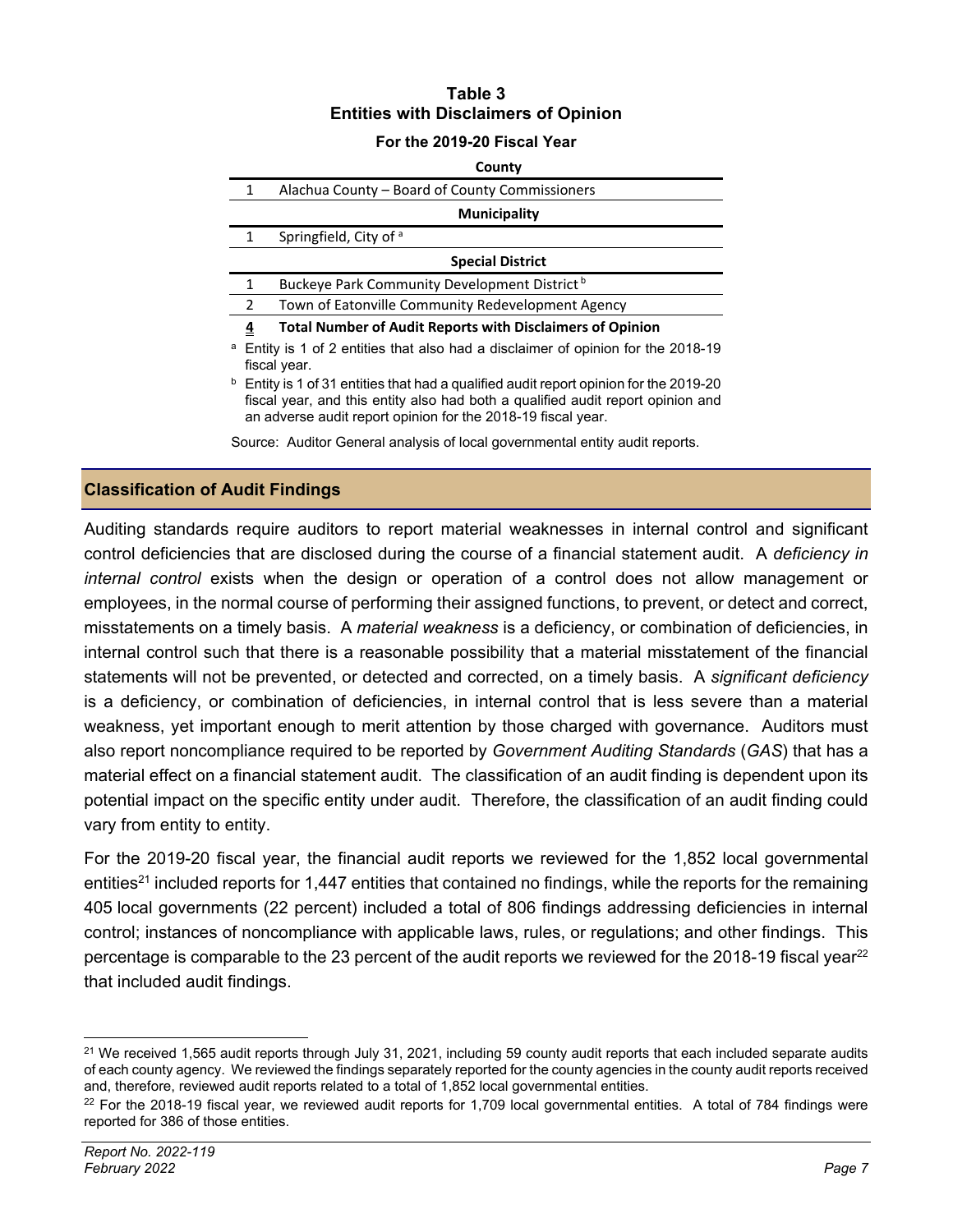**Table 3**
**Entities with Disclaimers of Opinion**
**For the 2019-20 Fiscal Year**

| | County |
|---|---|
| 1 | Alachua County – Board of County Commissioners |
| | **Municipality** |
| 1 | Springfield, City of [a] |
| | **Special District** |
| 1 | Buckeye Park Community Development District [b] |
| 2 | Town of Eatonville Community Redevelopment Agency |
| **4** | **Total Number of Audit Reports with Disclaimers of Opinion** |

[a] Entity is 1 of 2 entities that also had a disclaimer of opinion for the 2018-19 fiscal year.

[b] Entity is 1 of 31 entities that had a qualified audit report opinion for the 2019-20 fiscal year, and this entity also had both a qualified audit report opinion and an adverse audit report opinion for the 2018-19 fiscal year.

Source: Auditor General analysis of local governmental entity audit reports.

## Classification of Audit Findings

Auditing standards require auditors to report material weaknesses in internal control and significant control deficiencies that are disclosed during the course of a financial statement audit. A *deficiency in internal control* exists when the design or operation of a control does not allow management or employees, in the normal course of performing their assigned functions, to prevent, or detect and correct, misstatements on a timely basis. A *material weakness* is a deficiency, or combination of deficiencies, in internal control such that there is a reasonable possibility that a material misstatement of the financial statements will not be prevented, or detected and corrected, on a timely basis. A *significant deficiency* is a deficiency, or combination of deficiencies, in internal control that is less severe than a material weakness, yet important enough to merit attention by those charged with governance. Auditors must also report noncompliance required to be reported by *Government Auditing Standards* (*GAS*) that has a material effect on a financial statement audit. The classification of an audit finding is dependent upon its potential impact on the specific entity under audit. Therefore, the classification of an audit finding could vary from entity to entity.

For the 2019-20 fiscal year, the financial audit reports we reviewed for the 1,852 local governmental entities[21] included reports for 1,447 entities that contained no findings, while the reports for the remaining 405 local governments (22 percent) included a total of 806 findings addressing deficiencies in internal control; instances of noncompliance with applicable laws, rules, or regulations; and other findings. This percentage is comparable to the 23 percent of the audit reports we reviewed for the 2018-19 fiscal year[22] that included audit findings.

[21] We received 1,565 audit reports through July 31, 2021, including 59 county audit reports that each included separate audits of each county agency. We reviewed the findings separately reported for the county agencies in the county audit reports received and, therefore, reviewed audit reports related to a total of 1,852 local governmental entities.

[22] For the 2018-19 fiscal year, we reviewed audit reports for 1,709 local governmental entities. A total of 784 findings were reported for 386 of those entities.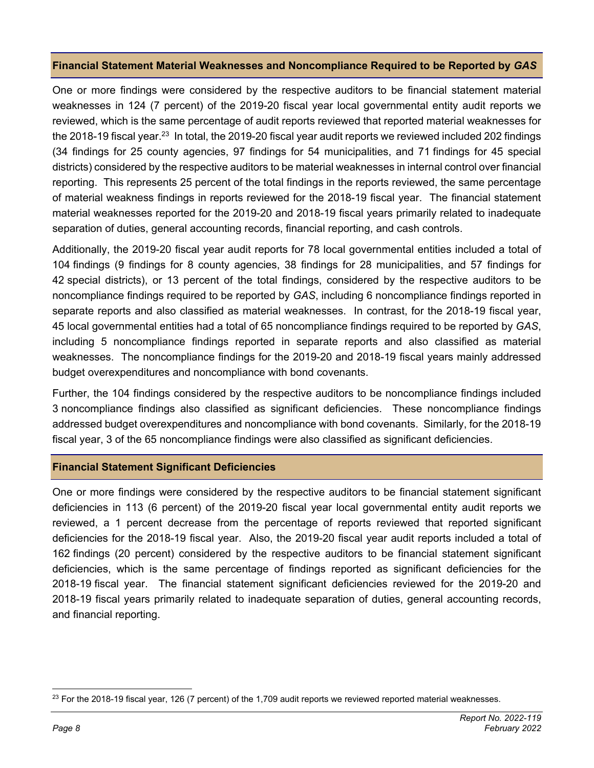## Financial Statement Material Weaknesses and Noncompliance Required to be Reported by *GAS*

One or more findings were considered by the respective auditors to be financial statement material weaknesses in 124 (7 percent) of the 2019-20 fiscal year local governmental entity audit reports we reviewed, which is the same percentage of audit reports reviewed that reported material weaknesses for the 2018-19 fiscal year.[23] In total, the 2019-20 fiscal year audit reports we reviewed included 202 findings (34 findings for 25 county agencies, 97 findings for 54 municipalities, and 71 findings for 45 special districts) considered by the respective auditors to be material weaknesses in internal control over financial reporting. This represents 25 percent of the total findings in the reports reviewed, the same percentage of material weakness findings in reports reviewed for the 2018-19 fiscal year. The financial statement material weaknesses reported for the 2019-20 and 2018-19 fiscal years primarily related to inadequate separation of duties, general accounting records, financial reporting, and cash controls.

Additionally, the 2019-20 fiscal year audit reports for 78 local governmental entities included a total of 104 findings (9 findings for 8 county agencies, 38 findings for 28 municipalities, and 57 findings for 42 special districts), or 13 percent of the total findings, considered by the respective auditors to be noncompliance findings required to be reported by *GAS*, including 6 noncompliance findings reported in separate reports and also classified as material weaknesses. In contrast, for the 2018-19 fiscal year, 45 local governmental entities had a total of 65 noncompliance findings required to be reported by *GAS*, including 5 noncompliance findings reported in separate reports and also classified as material weaknesses. The noncompliance findings for the 2019-20 and 2018-19 fiscal years mainly addressed budget overexpenditures and noncompliance with bond covenants.

Further, the 104 findings considered by the respective auditors to be noncompliance findings included 3 noncompliance findings also classified as significant deficiencies. These noncompliance findings addressed budget overexpenditures and noncompliance with bond covenants. Similarly, for the 2018-19 fiscal year, 3 of the 65 noncompliance findings were also classified as significant deficiencies.

## Financial Statement Significant Deficiencies

One or more findings were considered by the respective auditors to be financial statement significant deficiencies in 113 (6 percent) of the 2019-20 fiscal year local governmental entity audit reports we reviewed, a 1 percent decrease from the percentage of reports reviewed that reported significant deficiencies for the 2018-19 fiscal year. Also, the 2019-20 fiscal year audit reports included a total of 162 findings (20 percent) considered by the respective auditors to be financial statement significant deficiencies, which is the same percentage of findings reported as significant deficiencies for the 2018-19 fiscal year. The financial statement significant deficiencies reviewed for the 2019-20 and 2018-19 fiscal years primarily related to inadequate separation of duties, general accounting records, and financial reporting.

[23] For the 2018-19 fiscal year, 126 (7 percent) of the 1,709 audit reports we reviewed reported material weaknesses.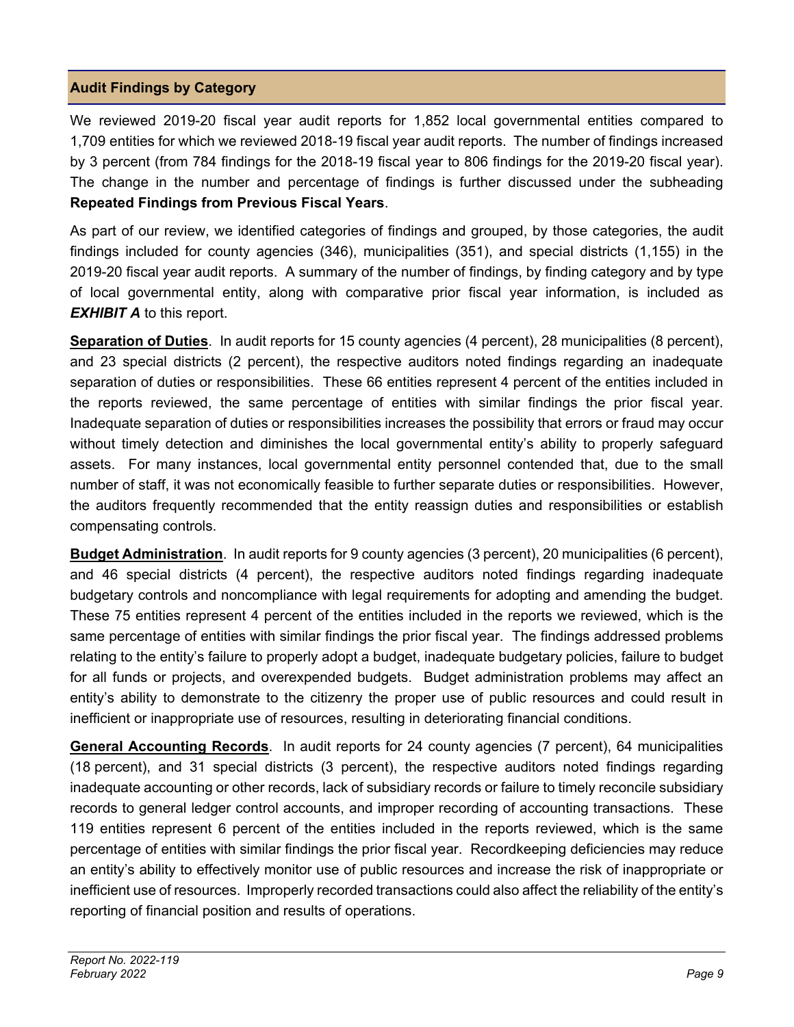## Audit Findings by Category

We reviewed 2019-20 fiscal year audit reports for 1,852 local governmental entities compared to 1,709 entities for which we reviewed 2018-19 fiscal year audit reports. The number of findings increased by 3 percent (from 784 findings for the 2018-19 fiscal year to 806 findings for the 2019-20 fiscal year). The change in the number and percentage of findings is further discussed under the subheading **Repeated Findings from Previous Fiscal Years**.

As part of our review, we identified categories of findings and grouped, by those categories, the audit findings included for county agencies (346), municipalities (351), and special districts (1,155) in the 2019-20 fiscal year audit reports. A summary of the number of findings, by finding category and by type of local governmental entity, along with comparative prior fiscal year information, is included as ***EXHIBIT A*** to this report.

**Separation of Duties**. In audit reports for 15 county agencies (4 percent), 28 municipalities (8 percent), and 23 special districts (2 percent), the respective auditors noted findings regarding an inadequate separation of duties or responsibilities. These 66 entities represent 4 percent of the entities included in the reports reviewed, the same percentage of entities with similar findings the prior fiscal year. Inadequate separation of duties or responsibilities increases the possibility that errors or fraud may occur without timely detection and diminishes the local governmental entity's ability to properly safeguard assets. For many instances, local governmental entity personnel contended that, due to the small number of staff, it was not economically feasible to further separate duties or responsibilities. However, the auditors frequently recommended that the entity reassign duties and responsibilities or establish compensating controls.

**Budget Administration**. In audit reports for 9 county agencies (3 percent), 20 municipalities (6 percent), and 46 special districts (4 percent), the respective auditors noted findings regarding inadequate budgetary controls and noncompliance with legal requirements for adopting and amending the budget. These 75 entities represent 4 percent of the entities included in the reports we reviewed, which is the same percentage of entities with similar findings the prior fiscal year. The findings addressed problems relating to the entity's failure to properly adopt a budget, inadequate budgetary policies, failure to budget for all funds or projects, and overexpended budgets. Budget administration problems may affect an entity's ability to demonstrate to the citizenry the proper use of public resources and could result in inefficient or inappropriate use of resources, resulting in deteriorating financial conditions.

**General Accounting Records**. In audit reports for 24 county agencies (7 percent), 64 municipalities (18 percent), and 31 special districts (3 percent), the respective auditors noted findings regarding inadequate accounting or other records, lack of subsidiary records or failure to timely reconcile subsidiary records to general ledger control accounts, and improper recording of accounting transactions. These 119 entities represent 6 percent of the entities included in the reports reviewed, which is the same percentage of entities with similar findings the prior fiscal year. Recordkeeping deficiencies may reduce an entity's ability to effectively monitor use of public resources and increase the risk of inappropriate or inefficient use of resources. Improperly recorded transactions could also affect the reliability of the entity's reporting of financial position and results of operations.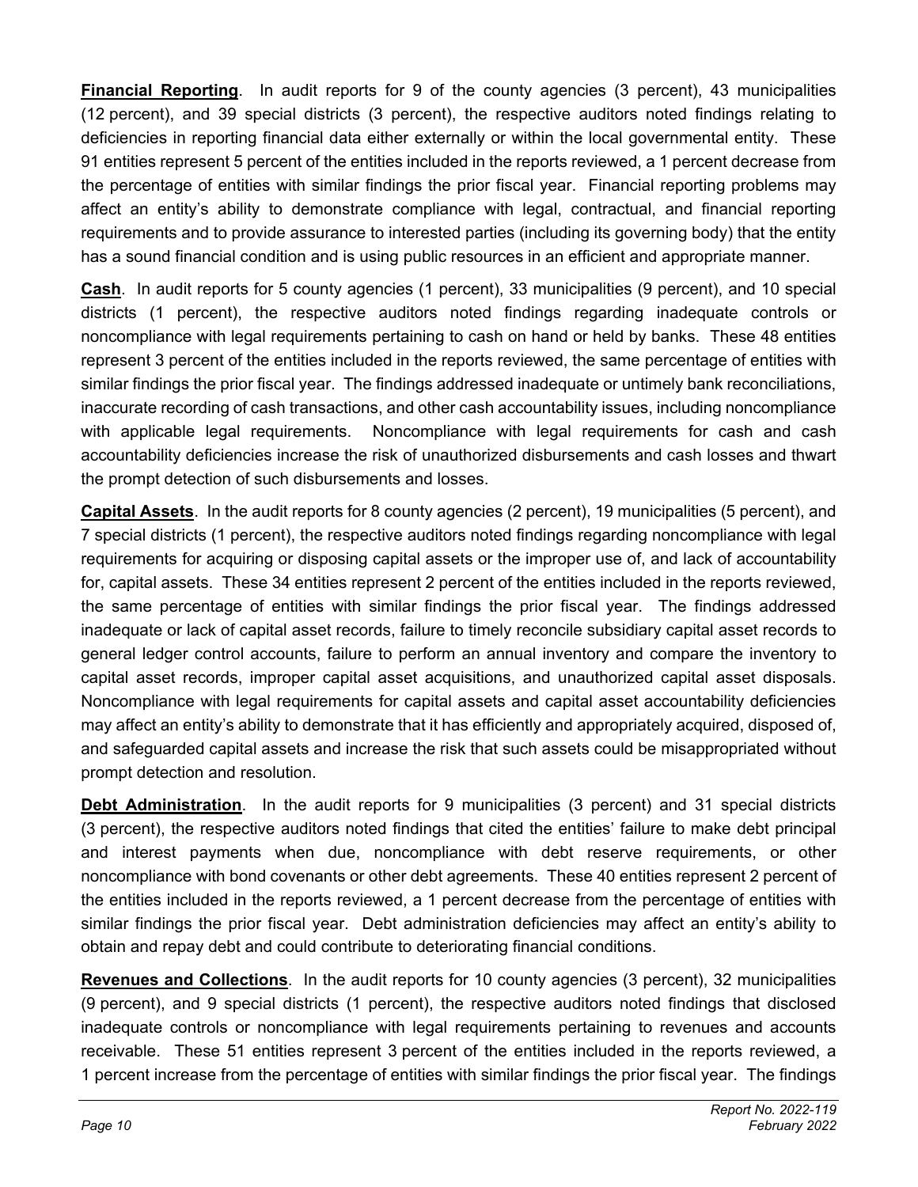**Financial Reporting**. In audit reports for 9 of the county agencies (3 percent), 43 municipalities (12 percent), and 39 special districts (3 percent), the respective auditors noted findings relating to deficiencies in reporting financial data either externally or within the local governmental entity. These 91 entities represent 5 percent of the entities included in the reports reviewed, a 1 percent decrease from the percentage of entities with similar findings the prior fiscal year. Financial reporting problems may affect an entity's ability to demonstrate compliance with legal, contractual, and financial reporting requirements and to provide assurance to interested parties (including its governing body) that the entity has a sound financial condition and is using public resources in an efficient and appropriate manner.

**Cash**. In audit reports for 5 county agencies (1 percent), 33 municipalities (9 percent), and 10 special districts (1 percent), the respective auditors noted findings regarding inadequate controls or noncompliance with legal requirements pertaining to cash on hand or held by banks. These 48 entities represent 3 percent of the entities included in the reports reviewed, the same percentage of entities with similar findings the prior fiscal year. The findings addressed inadequate or untimely bank reconciliations, inaccurate recording of cash transactions, and other cash accountability issues, including noncompliance with applicable legal requirements. Noncompliance with legal requirements for cash and cash accountability deficiencies increase the risk of unauthorized disbursements and cash losses and thwart the prompt detection of such disbursements and losses.

**Capital Assets**. In the audit reports for 8 county agencies (2 percent), 19 municipalities (5 percent), and 7 special districts (1 percent), the respective auditors noted findings regarding noncompliance with legal requirements for acquiring or disposing capital assets or the improper use of, and lack of accountability for, capital assets. These 34 entities represent 2 percent of the entities included in the reports reviewed, the same percentage of entities with similar findings the prior fiscal year. The findings addressed inadequate or lack of capital asset records, failure to timely reconcile subsidiary capital asset records to general ledger control accounts, failure to perform an annual inventory and compare the inventory to capital asset records, improper capital asset acquisitions, and unauthorized capital asset disposals. Noncompliance with legal requirements for capital assets and capital asset accountability deficiencies may affect an entity's ability to demonstrate that it has efficiently and appropriately acquired, disposed of, and safeguarded capital assets and increase the risk that such assets could be misappropriated without prompt detection and resolution.

**Debt Administration**. In the audit reports for 9 municipalities (3 percent) and 31 special districts (3 percent), the respective auditors noted findings that cited the entities' failure to make debt principal and interest payments when due, noncompliance with debt reserve requirements, or other noncompliance with bond covenants or other debt agreements. These 40 entities represent 2 percent of the entities included in the reports reviewed, a 1 percent decrease from the percentage of entities with similar findings the prior fiscal year. Debt administration deficiencies may affect an entity's ability to obtain and repay debt and could contribute to deteriorating financial conditions.

**Revenues and Collections**. In the audit reports for 10 county agencies (3 percent), 32 municipalities (9 percent), and 9 special districts (1 percent), the respective auditors noted findings that disclosed inadequate controls or noncompliance with legal requirements pertaining to revenues and accounts receivable. These 51 entities represent 3 percent of the entities included in the reports reviewed, a 1 percent increase from the percentage of entities with similar findings the prior fiscal year. The findings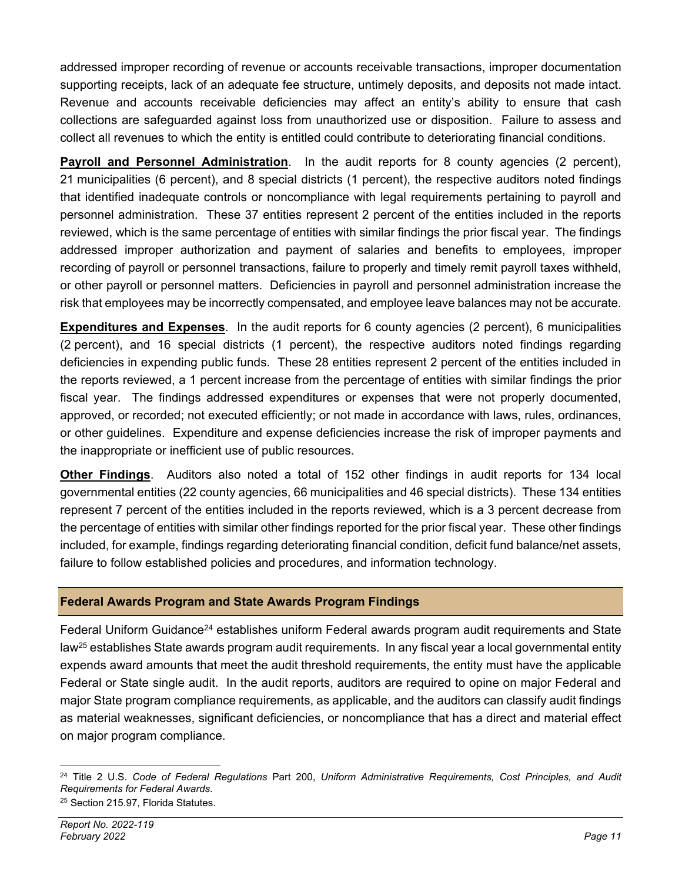addressed improper recording of revenue or accounts receivable transactions, improper documentation supporting receipts, lack of an adequate fee structure, untimely deposits, and deposits not made intact. Revenue and accounts receivable deficiencies may affect an entity's ability to ensure that cash collections are safeguarded against loss from unauthorized use or disposition. Failure to assess and collect all revenues to which the entity is entitled could contribute to deteriorating financial conditions.

**Payroll and Personnel Administration**. In the audit reports for 8 county agencies (2 percent), 21 municipalities (6 percent), and 8 special districts (1 percent), the respective auditors noted findings that identified inadequate controls or noncompliance with legal requirements pertaining to payroll and personnel administration. These 37 entities represent 2 percent of the entities included in the reports reviewed, which is the same percentage of entities with similar findings the prior fiscal year. The findings addressed improper authorization and payment of salaries and benefits to employees, improper recording of payroll or personnel transactions, failure to properly and timely remit payroll taxes withheld, or other payroll or personnel matters. Deficiencies in payroll and personnel administration increase the risk that employees may be incorrectly compensated, and employee leave balances may not be accurate.

**Expenditures and Expenses**. In the audit reports for 6 county agencies (2 percent), 6 municipalities (2 percent), and 16 special districts (1 percent), the respective auditors noted findings regarding deficiencies in expending public funds. These 28 entities represent 2 percent of the entities included in the reports reviewed, a 1 percent increase from the percentage of entities with similar findings the prior fiscal year. The findings addressed expenditures or expenses that were not properly documented, approved, or recorded; not executed efficiently; or not made in accordance with laws, rules, ordinances, or other guidelines. Expenditure and expense deficiencies increase the risk of improper payments and the inappropriate or inefficient use of public resources.

**Other Findings**. Auditors also noted a total of 152 other findings in audit reports for 134 local governmental entities (22 county agencies, 66 municipalities and 46 special districts). These 134 entities represent 7 percent of the entities included in the reports reviewed, which is a 3 percent decrease from the percentage of entities with similar other findings reported for the prior fiscal year. These other findings included, for example, findings regarding deteriorating financial condition, deficit fund balance/net assets, failure to follow established policies and procedures, and information technology.

## Federal Awards Program and State Awards Program Findings

Federal Uniform Guidance[24] establishes uniform Federal awards program audit requirements and State law[25] establishes State awards program audit requirements. In any fiscal year a local governmental entity expends award amounts that meet the audit threshold requirements, the entity must have the applicable Federal or State single audit. In the audit reports, auditors are required to opine on major Federal and major State program compliance requirements, as applicable, and the auditors can classify audit findings as material weaknesses, significant deficiencies, or noncompliance that has a direct and material effect on major program compliance.

---

[24] Title 2 U.S. *Code of Federal Regulations* Part 200, *Uniform Administrative Requirements, Cost Principles, and Audit Requirements for Federal Awards*.

[25] Section 215.97, Florida Statutes.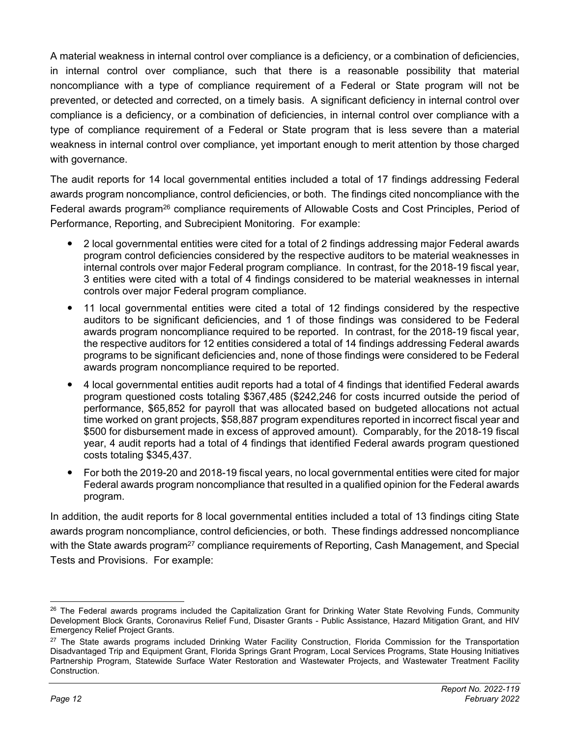A material weakness in internal control over compliance is a deficiency, or a combination of deficiencies, in internal control over compliance, such that there is a reasonable possibility that material noncompliance with a type of compliance requirement of a Federal or State program will not be prevented, or detected and corrected, on a timely basis. A significant deficiency in internal control over compliance is a deficiency, or a combination of deficiencies, in internal control over compliance with a type of compliance requirement of a Federal or State program that is less severe than a material weakness in internal control over compliance, yet important enough to merit attention by those charged with governance.

The audit reports for 14 local governmental entities included a total of 17 findings addressing Federal awards program noncompliance, control deficiencies, or both. The findings cited noncompliance with the Federal awards program[26] compliance requirements of Allowable Costs and Cost Principles, Period of Performance, Reporting, and Subrecipient Monitoring. For example:

- 2 local governmental entities were cited for a total of 2 findings addressing major Federal awards program control deficiencies considered by the respective auditors to be material weaknesses in internal controls over major Federal program compliance. In contrast, for the 2018-19 fiscal year, 3 entities were cited with a total of 4 findings considered to be material weaknesses in internal controls over major Federal program compliance.
- 11 local governmental entities were cited a total of 12 findings considered by the respective auditors to be significant deficiencies, and 1 of those findings was considered to be Federal awards program noncompliance required to be reported. In contrast, for the 2018-19 fiscal year, the respective auditors for 12 entities considered a total of 14 findings addressing Federal awards programs to be significant deficiencies and, none of those findings were considered to be Federal awards program noncompliance required to be reported.
- 4 local governmental entities audit reports had a total of 4 findings that identified Federal awards program questioned costs totaling $367,485 ($242,246 for costs incurred outside the period of performance, $65,852 for payroll that was allocated based on budgeted allocations not actual time worked on grant projects, $58,887 program expenditures reported in incorrect fiscal year and $500 for disbursement made in excess of approved amount). Comparably, for the 2018-19 fiscal year, 4 audit reports had a total of 4 findings that identified Federal awards program questioned costs totaling $345,437.
- For both the 2019-20 and 2018-19 fiscal years, no local governmental entities were cited for major Federal awards program noncompliance that resulted in a qualified opinion for the Federal awards program.

In addition, the audit reports for 8 local governmental entities included a total of 13 findings citing State awards program noncompliance, control deficiencies, or both. These findings addressed noncompliance with the State awards program[27] compliance requirements of Reporting, Cash Management, and Special Tests and Provisions. For example:

---

[26] The Federal awards programs included the Capitalization Grant for Drinking Water State Revolving Funds, Community Development Block Grants, Coronavirus Relief Fund, Disaster Grants - Public Assistance, Hazard Mitigation Grant, and HIV Emergency Relief Project Grants.

[27] The State awards programs included Drinking Water Facility Construction, Florida Commission for the Transportation Disadvantaged Trip and Equipment Grant, Florida Springs Grant Program, Local Services Programs, State Housing Initiatives Partnership Program, Statewide Surface Water Restoration and Wastewater Projects, and Wastewater Treatment Facility Construction.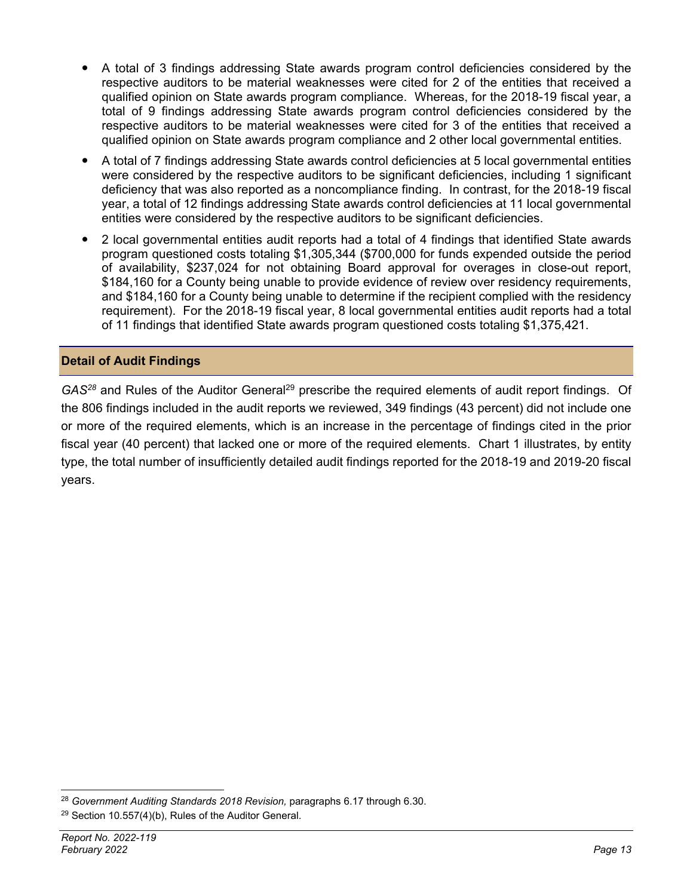- A total of 3 findings addressing State awards program control deficiencies considered by the respective auditors to be material weaknesses were cited for 2 of the entities that received a qualified opinion on State awards program compliance. Whereas, for the 2018-19 fiscal year, a total of 9 findings addressing State awards program control deficiencies considered by the respective auditors to be material weaknesses were cited for 3 of the entities that received a qualified opinion on State awards program compliance and 2 other local governmental entities.
- A total of 7 findings addressing State awards control deficiencies at 5 local governmental entities were considered by the respective auditors to be significant deficiencies, including 1 significant deficiency that was also reported as a noncompliance finding. In contrast, for the 2018-19 fiscal year, a total of 12 findings addressing State awards control deficiencies at 11 local governmental entities were considered by the respective auditors to be significant deficiencies.
- 2 local governmental entities audit reports had a total of 4 findings that identified State awards program questioned costs totaling $1,305,344 ($700,000 for funds expended outside the period of availability, $237,024 for not obtaining Board approval for overages in close-out report, $184,160 for a County being unable to provide evidence of review over residency requirements, and $184,160 for a County being unable to determine if the recipient complied with the residency requirement). For the 2018-19 fiscal year, 8 local governmental entities audit reports had a total of 11 findings that identified State awards program questioned costs totaling $1,375,421.

## Detail of Audit Findings

*GAS*[28] and Rules of the Auditor General[29] prescribe the required elements of audit report findings. Of the 806 findings included in the audit reports we reviewed, 349 findings (43 percent) did not include one or more of the required elements, which is an increase in the percentage of findings cited in the prior fiscal year (40 percent) that lacked one or more of the required elements. Chart 1 illustrates, by entity type, the total number of insufficiently detailed audit findings reported for the 2018-19 and 2019-20 fiscal years.

---

[28] *Government Auditing Standards 2018 Revision,* paragraphs 6.17 through 6.30.

[29] Section 10.557(4)(b), Rules of the Auditor General.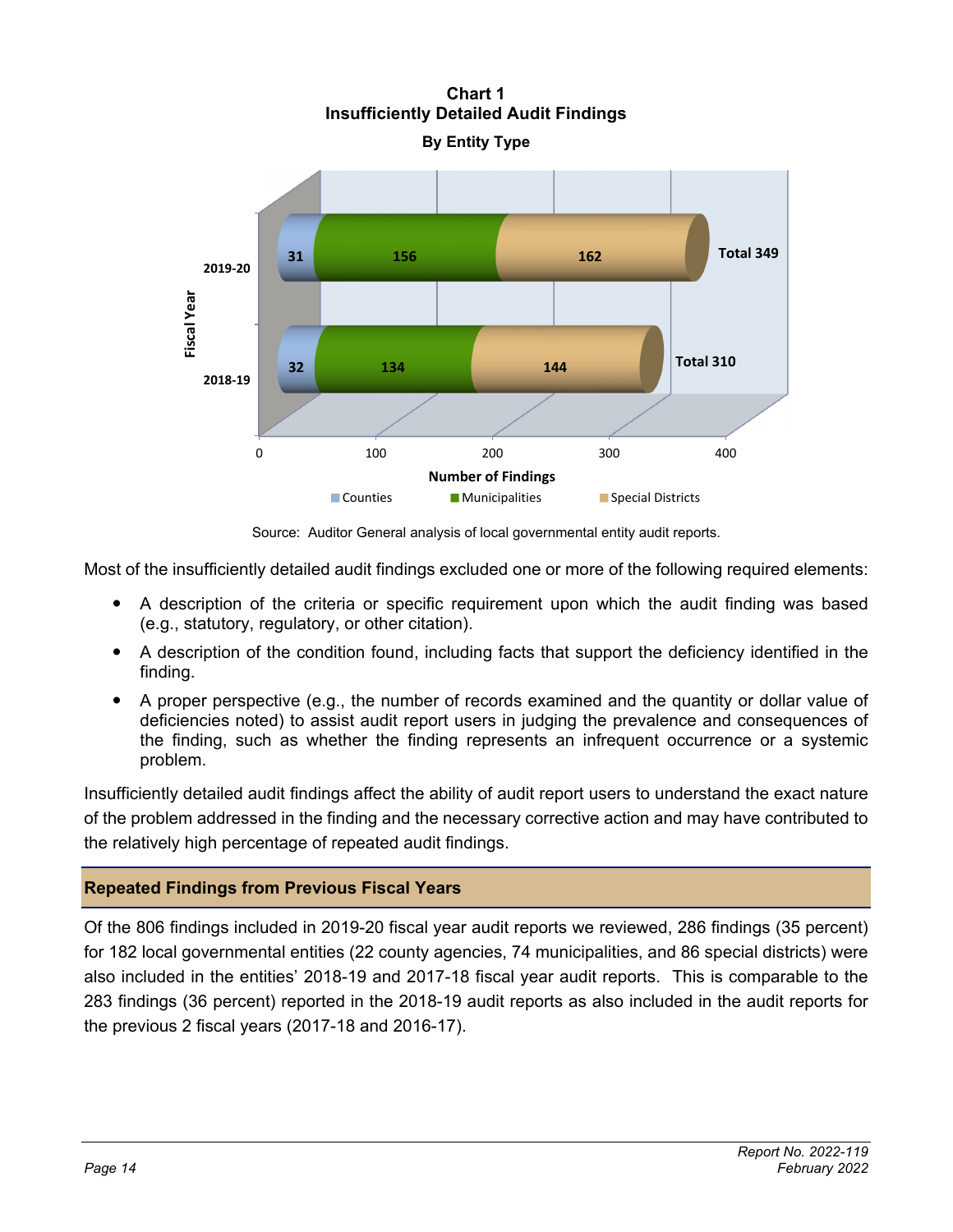**Chart 1**
**Insufficiently Detailed Audit Findings**
**By Entity Type**

| Fiscal Year | Counties | Municipalities | Special Districts | Total |
|---|---|---|---|---|
| 2019-20 | 31 | 156 | 162 | 349 |
| 2018-19 | 32 | 134 | 144 | 310 |

Source: Auditor General analysis of local governmental entity audit reports.

Most of the insufficiently detailed audit findings excluded one or more of the following required elements:

- A description of the criteria or specific requirement upon which the audit finding was based (e.g., statutory, regulatory, or other citation).
- A description of the condition found, including facts that support the deficiency identified in the finding.
- A proper perspective (e.g., the number of records examined and the quantity or dollar value of deficiencies noted) to assist audit report users in judging the prevalence and consequences of the finding, such as whether the finding represents an infrequent occurrence or a systemic problem.

Insufficiently detailed audit findings affect the ability of audit report users to understand the exact nature of the problem addressed in the finding and the necessary corrective action and may have contributed to the relatively high percentage of repeated audit findings.

## Repeated Findings from Previous Fiscal Years

Of the 806 findings included in 2019-20 fiscal year audit reports we reviewed, 286 findings (35 percent) for 182 local governmental entities (22 county agencies, 74 municipalities, and 86 special districts) were also included in the entities' 2018-19 and 2017-18 fiscal year audit reports. This is comparable to the 283 findings (36 percent) reported in the 2018-19 audit reports as also included in the audit reports for the previous 2 fiscal years (2017-18 and 2016-17).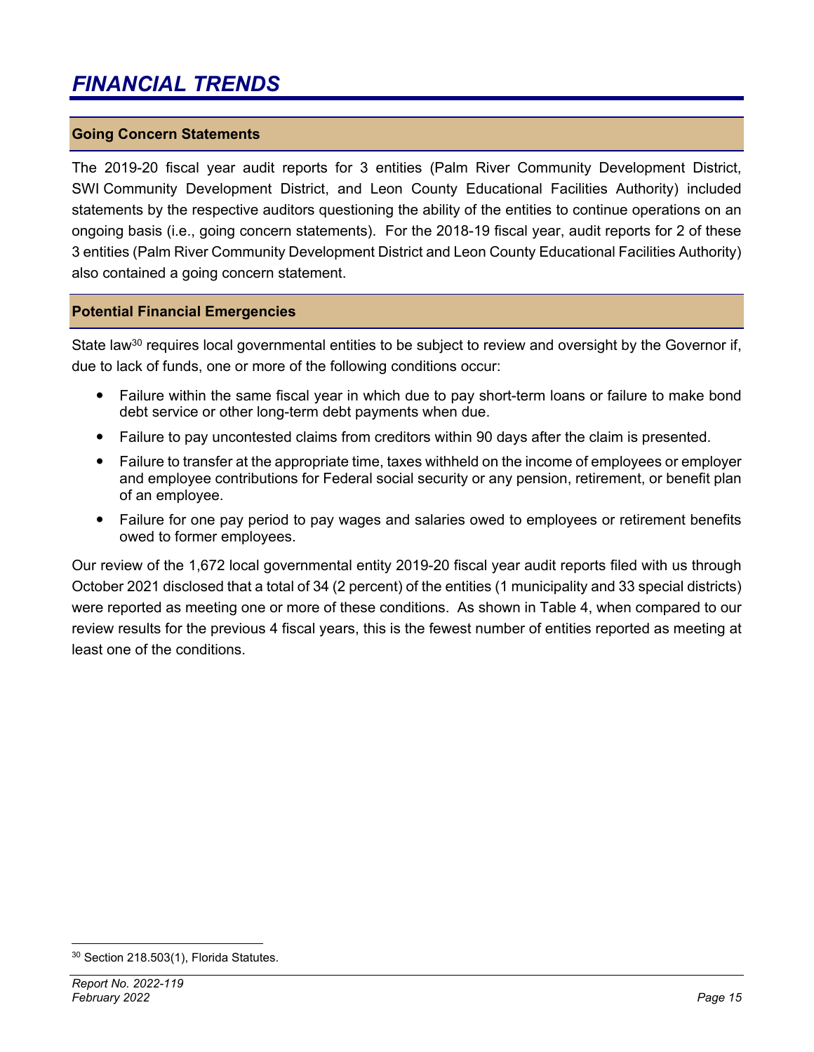# FINANCIAL TRENDS

## Going Concern Statements

The 2019-20 fiscal year audit reports for 3 entities (Palm River Community Development District, SWI Community Development District, and Leon County Educational Facilities Authority) included statements by the respective auditors questioning the ability of the entities to continue operations on an ongoing basis (i.e., going concern statements). For the 2018-19 fiscal year, audit reports for 2 of these 3 entities (Palm River Community Development District and Leon County Educational Facilities Authority) also contained a going concern statement.

## Potential Financial Emergencies

State law[30] requires local governmental entities to be subject to review and oversight by the Governor if, due to lack of funds, one or more of the following conditions occur:

- Failure within the same fiscal year in which due to pay short-term loans or failure to make bond debt service or other long-term debt payments when due.
- Failure to pay uncontested claims from creditors within 90 days after the claim is presented.
- Failure to transfer at the appropriate time, taxes withheld on the income of employees or employer and employee contributions for Federal social security or any pension, retirement, or benefit plan of an employee.
- Failure for one pay period to pay wages and salaries owed to employees or retirement benefits owed to former employees.

Our review of the 1,672 local governmental entity 2019-20 fiscal year audit reports filed with us through October 2021 disclosed that a total of 34 (2 percent) of the entities (1 municipality and 33 special districts) were reported as meeting one or more of these conditions. As shown in Table 4, when compared to our review results for the previous 4 fiscal years, this is the fewest number of entities reported as meeting at least one of the conditions.

---

[30] Section 218.503(1), Florida Statutes.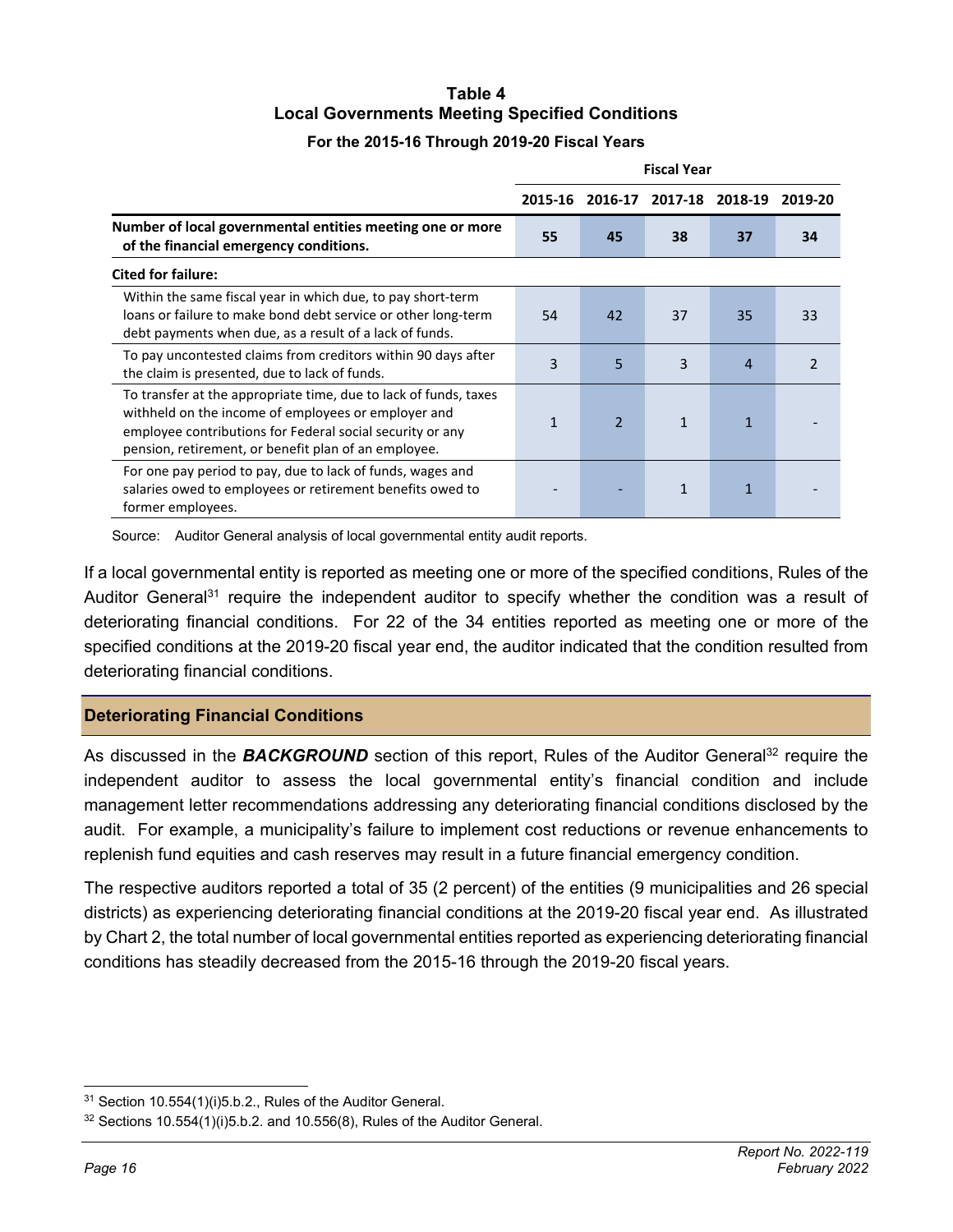**Table 4**
**Local Governments Meeting Specified Conditions**
**For the 2015-16 Through 2019-20 Fiscal Years**

| | Fiscal Year | | | | |
|---|---|---|---|---|---|
| | 2015-16 | 2016-17 | 2017-18 | 2018-19 | 2019-20 |
| **Number of local governmental entities meeting one or more of the financial emergency conditions.** | **55** | **45** | **38** | **37** | **34** |
| **Cited for failure:** | | | | | |
| Within the same fiscal year in which due, to pay short-term loans or failure to make bond debt service or other long-term debt payments when due, as a result of a lack of funds. | 54 | 42 | 37 | 35 | 33 |
| To pay uncontested claims from creditors within 90 days after the claim is presented, due to lack of funds. | 3 | 5 | 3 | 4 | 2 |
| To transfer at the appropriate time, due to lack of funds, taxes withheld on the income of employees or employer and employee contributions for Federal social security or any pension, retirement, or benefit plan of an employee. | 1 | 2 | 1 | 1 | - |
| For one pay period to pay, due to lack of funds, wages and salaries owed to employees or retirement benefits owed to former employees. | - | - | 1 | 1 | - |

Source: Auditor General analysis of local governmental entity audit reports.

If a local governmental entity is reported as meeting one or more of the specified conditions, Rules of the Auditor General[31] require the independent auditor to specify whether the condition was a result of deteriorating financial conditions. For 22 of the 34 entities reported as meeting one or more of the specified conditions at the 2019-20 fiscal year end, the auditor indicated that the condition resulted from deteriorating financial conditions.

## Deteriorating Financial Conditions

As discussed in the ***BACKGROUND*** section of this report, Rules of the Auditor General[32] require the independent auditor to assess the local governmental entity's financial condition and include management letter recommendations addressing any deteriorating financial conditions disclosed by the audit. For example, a municipality's failure to implement cost reductions or revenue enhancements to replenish fund equities and cash reserves may result in a future financial emergency condition.

The respective auditors reported a total of 35 (2 percent) of the entities (9 municipalities and 26 special districts) as experiencing deteriorating financial conditions at the 2019-20 fiscal year end. As illustrated by Chart 2, the total number of local governmental entities reported as experiencing deteriorating financial conditions has steadily decreased from the 2015-16 through the 2019-20 fiscal years.

---

[31] Section 10.554(1)(i)5.b.2., Rules of the Auditor General.

[32] Sections 10.554(1)(i)5.b.2. and 10.556(8), Rules of the Auditor General.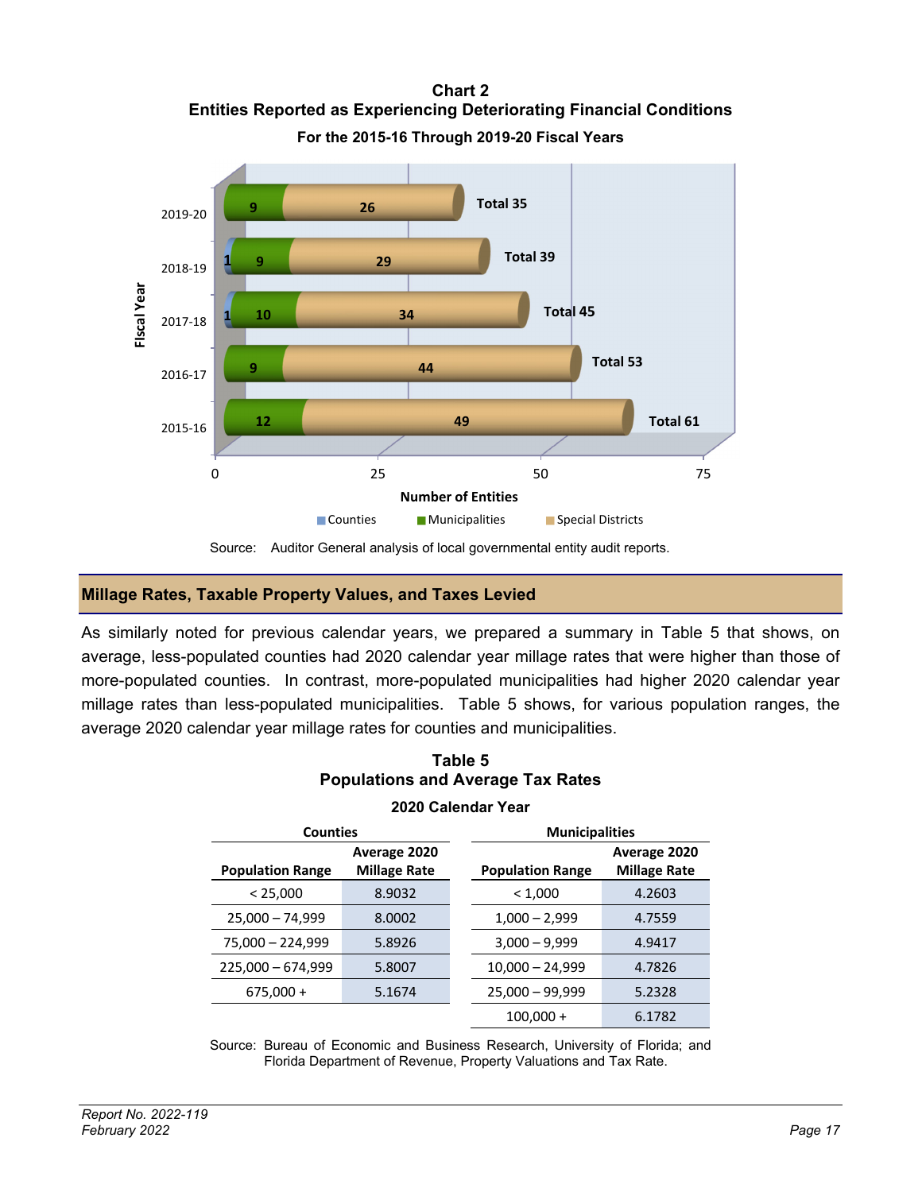**Chart 2**
**Entities Reported as Experiencing Deteriorating Financial Conditions**
**For the 2015-16 Through 2019-20 Fiscal Years**

| Fiscal Year | Counties | Municipalities | Special Districts | Total |
|---|---|---|---|---|
| 2019-20 | | 9 | 26 | 35 |
| 2018-19 | 1 | 9 | 29 | 39 |
| 2017-18 | 1 | 10 | 34 | 45 |
| 2016-17 | | 9 | 44 | 53 |
| 2015-16 | | 12 | 49 | 61 |

Source: Auditor General analysis of local governmental entity audit reports.

## Millage Rates, Taxable Property Values, and Taxes Levied

As similarly noted for previous calendar years, we prepared a summary in Table 5 that shows, on average, less-populated counties had 2020 calendar year millage rates that were higher than those of more-populated counties. In contrast, more-populated municipalities had higher 2020 calendar year millage rates than less-populated municipalities. Table 5 shows, for various population ranges, the average 2020 calendar year millage rates for counties and municipalities.

**Table 5**
**Populations and Average Tax Rates**
**2020 Calendar Year**

| Counties | | Municipalities | |
|---|---|---|---|
| Population Range | Average 2020 Millage Rate | Population Range | Average 2020 Millage Rate |
| < 25,000 | 8.9032 | < 1,000 | 4.2603 |
| 25,000 – 74,999 | 8.0002 | 1,000 – 2,999 | 4.7559 |
| 75,000 – 224,999 | 5.8926 | 3,000 – 9,999 | 4.9417 |
| 225,000 – 674,999 | 5.8007 | 10,000 – 24,999 | 4.7826 |
| 675,000 + | 5.1674 | 25,000 – 99,999 | 5.2328 |
| | | 100,000 + | 6.1782 |

Source: Bureau of Economic and Business Research, University of Florida; and Florida Department of Revenue, Property Valuations and Tax Rate.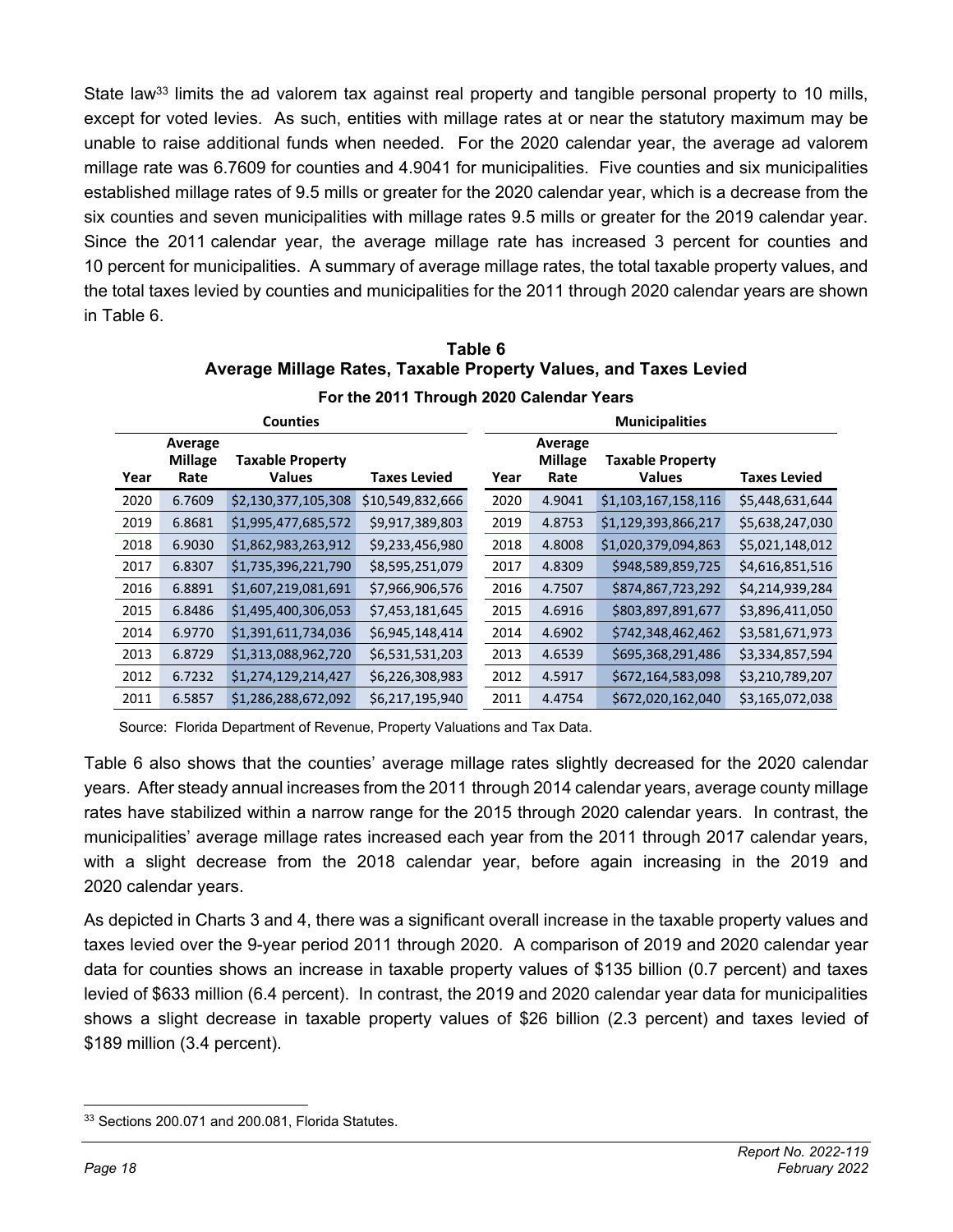State law[33] limits the ad valorem tax against real property and tangible personal property to 10 mills, except for voted levies. As such, entities with millage rates at or near the statutory maximum may be unable to raise additional funds when needed. For the 2020 calendar year, the average ad valorem millage rate was 6.7609 for counties and 4.9041 for municipalities. Five counties and six municipalities established millage rates of 9.5 mills or greater for the 2020 calendar year, which is a decrease from the six counties and seven municipalities with millage rates 9.5 mills or greater for the 2019 calendar year. Since the 2011 calendar year, the average millage rate has increased 3 percent for counties and 10 percent for municipalities. A summary of average millage rates, the total taxable property values, and the total taxes levied by counties and municipalities for the 2011 through 2020 calendar years are shown in Table 6.

**Table 6**
**Average Millage Rates, Taxable Property Values, and Taxes Levied**
**For the 2011 Through 2020 Calendar Years**

| Counties | | | | Municipalities | | | |
|---|---|---|---|---|---|---|---|
| Year | Average Millage Rate | Taxable Property Values | Taxes Levied | Year | Average Millage Rate | Taxable Property Values | Taxes Levied |
| 2020 | 6.7609 | $2,130,377,105,308 | $10,549,832,666 | 2020 | 4.9041 | $1,103,167,158,116 | $5,448,631,644 |
| 2019 | 6.8681 | $1,995,477,685,572 | $9,917,389,803 | 2019 | 4.8753 | $1,129,393,866,217 | $5,638,247,030 |
| 2018 | 6.9030 | $1,862,983,263,912 | $9,233,456,980 | 2018 | 4.8008 | $1,020,379,094,863 | $5,021,148,012 |
| 2017 | 6.8307 | $1,735,396,221,790 | $8,595,251,079 | 2017 | 4.8309 | $948,589,859,725 | $4,616,851,516 |
| 2016 | 6.8891 | $1,607,219,081,691 | $7,966,906,576 | 2016 | 4.7507 | $874,867,723,292 | $4,214,939,284 |
| 2015 | 6.8486 | $1,495,400,306,053 | $7,453,181,645 | 2015 | 4.6916 | $803,897,891,677 | $3,896,411,050 |
| 2014 | 6.9770 | $1,391,611,734,036 | $6,945,148,414 | 2014 | 4.6902 | $742,348,462,462 | $3,581,671,973 |
| 2013 | 6.8729 | $1,313,088,962,720 | $6,531,531,203 | 2013 | 4.6539 | $695,368,291,486 | $3,334,857,594 |
| 2012 | 6.7232 | $1,274,129,214,427 | $6,226,308,983 | 2012 | 4.5917 | $672,164,583,098 | $3,210,789,207 |
| 2011 | 6.5857 | $1,286,288,672,092 | $6,217,195,940 | 2011 | 4.4754 | $672,020,162,040 | $3,165,072,038 |

Source: Florida Department of Revenue, Property Valuations and Tax Data.

Table 6 also shows that the counties' average millage rates slightly decreased for the 2020 calendar years. After steady annual increases from the 2011 through 2014 calendar years, average county millage rates have stabilized within a narrow range for the 2015 through 2020 calendar years. In contrast, the municipalities' average millage rates increased each year from the 2011 through 2017 calendar years, with a slight decrease from the 2018 calendar year, before again increasing in the 2019 and 2020 calendar years.

As depicted in Charts 3 and 4, there was a significant overall increase in the taxable property values and taxes levied over the 9-year period 2011 through 2020. A comparison of 2019 and 2020 calendar year data for counties shows an increase in taxable property values of $135 billion (0.7 percent) and taxes levied of $633 million (6.4 percent). In contrast, the 2019 and 2020 calendar year data for municipalities shows a slight decrease in taxable property values of $26 billion (2.3 percent) and taxes levied of $189 million (3.4 percent).

[33] Sections 200.071 and 200.081, Florida Statutes.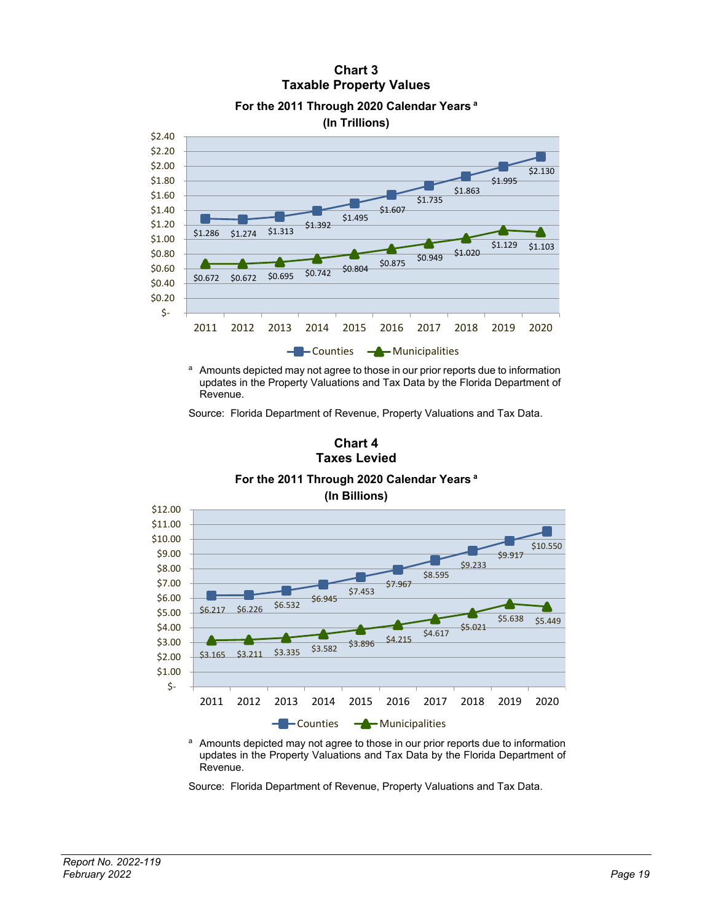**Chart 3**
**Taxable Property Values**

**For the 2011 Through 2020 Calendar Years [a]**
**(In Trillions)**

| Year | Counties | Municipalities |
|---|---|---|
| 2011 | $1.286 | $0.672 |
| 2012 | $1.274 | $0.672 |
| 2013 | $1.313 | $0.695 |
| 2014 | $1.392 | $0.742 |
| 2015 | $1.495 | $0.804 |
| 2016 | $1.607 | $0.875 |
| 2017 | $1.735 | $0.949 |
| 2018 | $1.863 | $1.020 |
| 2019 | $1.995 | $1.129 |
| 2020 | $2.130 | $1.103 |

[a] Amounts depicted may not agree to those in our prior reports due to information updates in the Property Valuations and Tax Data by the Florida Department of Revenue.

Source: Florida Department of Revenue, Property Valuations and Tax Data.

**Chart 4**
**Taxes Levied**

**For the 2011 Through 2020 Calendar Years [a]**
**(In Billions)**

| Year | Counties | Municipalities |
|---|---|---|
| 2011 | $6.217 | $3.165 |
| 2012 | $6.226 | $3.211 |
| 2013 | $6.532 | $3.335 |
| 2014 | $6.945 | $3.582 |
| 2015 | $7.453 | $3.896 |
| 2016 | $7.967 | $4.215 |
| 2017 | $8.595 | $4.617 |
| 2018 | $9.233 | $5.021 |
| 2019 | $9.917 | $5.638 |
| 2020 | $10.550 | $5.449 |

[a] Amounts depicted may not agree to those in our prior reports due to information updates in the Property Valuations and Tax Data by the Florida Department of Revenue.

Source: Florida Department of Revenue, Property Valuations and Tax Data.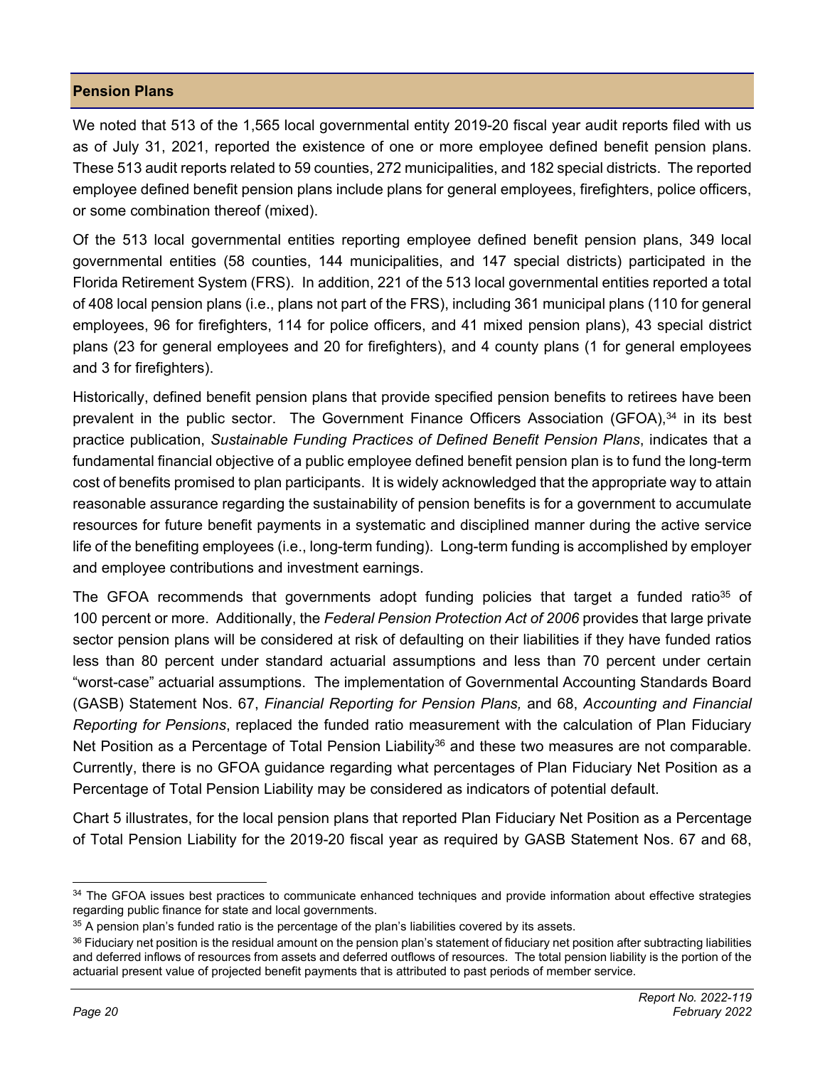## Pension Plans

We noted that 513 of the 1,565 local governmental entity 2019-20 fiscal year audit reports filed with us as of July 31, 2021, reported the existence of one or more employee defined benefit pension plans. These 513 audit reports related to 59 counties, 272 municipalities, and 182 special districts. The reported employee defined benefit pension plans include plans for general employees, firefighters, police officers, or some combination thereof (mixed).

Of the 513 local governmental entities reporting employee defined benefit pension plans, 349 local governmental entities (58 counties, 144 municipalities, and 147 special districts) participated in the Florida Retirement System (FRS). In addition, 221 of the 513 local governmental entities reported a total of 408 local pension plans (i.e., plans not part of the FRS), including 361 municipal plans (110 for general employees, 96 for firefighters, 114 for police officers, and 41 mixed pension plans), 43 special district plans (23 for general employees and 20 for firefighters), and 4 county plans (1 for general employees and 3 for firefighters).

Historically, defined benefit pension plans that provide specified pension benefits to retirees have been prevalent in the public sector. The Government Finance Officers Association (GFOA),[34] in its best practice publication, *Sustainable Funding Practices of Defined Benefit Pension Plans*, indicates that a fundamental financial objective of a public employee defined benefit pension plan is to fund the long-term cost of benefits promised to plan participants. It is widely acknowledged that the appropriate way to attain reasonable assurance regarding the sustainability of pension benefits is for a government to accumulate resources for future benefit payments in a systematic and disciplined manner during the active service life of the benefiting employees (i.e., long-term funding). Long-term funding is accomplished by employer and employee contributions and investment earnings.

The GFOA recommends that governments adopt funding policies that target a funded ratio[35] of 100 percent or more. Additionally, the *Federal Pension Protection Act of 2006* provides that large private sector pension plans will be considered at risk of defaulting on their liabilities if they have funded ratios less than 80 percent under standard actuarial assumptions and less than 70 percent under certain "worst-case" actuarial assumptions. The implementation of Governmental Accounting Standards Board (GASB) Statement Nos. 67, *Financial Reporting for Pension Plans,* and 68, *Accounting and Financial Reporting for Pensions*, replaced the funded ratio measurement with the calculation of Plan Fiduciary Net Position as a Percentage of Total Pension Liability[36] and these two measures are not comparable. Currently, there is no GFOA guidance regarding what percentages of Plan Fiduciary Net Position as a Percentage of Total Pension Liability may be considered as indicators of potential default.

Chart 5 illustrates, for the local pension plans that reported Plan Fiduciary Net Position as a Percentage of Total Pension Liability for the 2019-20 fiscal year as required by GASB Statement Nos. 67 and 68,

---

[34] The GFOA issues best practices to communicate enhanced techniques and provide information about effective strategies regarding public finance for state and local governments.

[35] A pension plan's funded ratio is the percentage of the plan's liabilities covered by its assets.

[36] Fiduciary net position is the residual amount on the pension plan's statement of fiduciary net position after subtracting liabilities and deferred inflows of resources from assets and deferred outflows of resources. The total pension liability is the portion of the actuarial present value of projected benefit payments that is attributed to past periods of member service.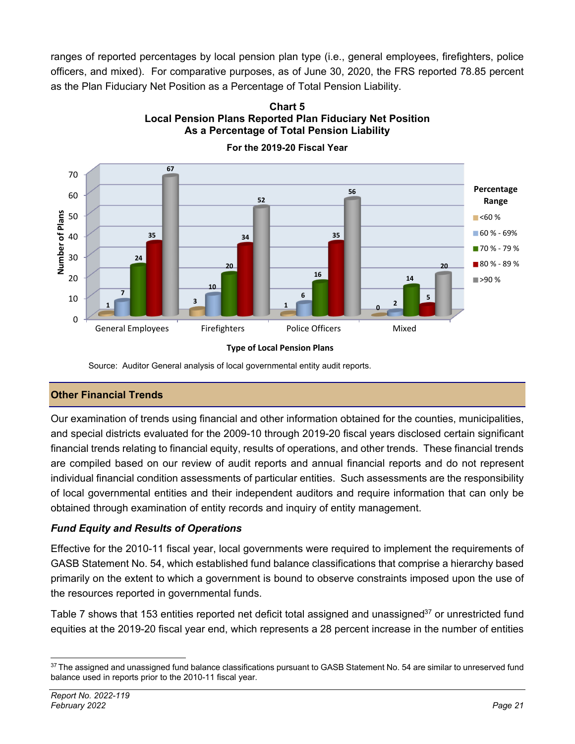ranges of reported percentages by local pension plan type (i.e., general employees, firefighters, police officers, and mixed). For comparative purposes, as of June 30, 2020, the FRS reported 78.85 percent as the Plan Fiduciary Net Position as a Percentage of Total Pension Liability.

**Chart 5**
**Local Pension Plans Reported Plan Fiduciary Net Position As a Percentage of Total Pension Liability**

**For the 2019-20 Fiscal Year**

| Type of Local Pension Plans | <60 % | 60 % - 69% | 70 % - 79 % | 80 % - 89 % | >90 % |
|---|---|---|---|---|---|
| General Employees | 1 | 7 | 24 | 35 | 67 |
| Firefighters | 3 | 10 | 20 | 34 | 52 |
| Police Officers | 1 | 6 | 16 | 35 | 56 |
| Mixed | 0 | 2 | 14 | 5 | 20 |

Source: Auditor General analysis of local governmental entity audit reports.

## Other Financial Trends

Our examination of trends using financial and other information obtained for the counties, municipalities, and special districts evaluated for the 2009-10 through 2019-20 fiscal years disclosed certain significant financial trends relating to financial equity, results of operations, and other trends. These financial trends are compiled based on our review of audit reports and annual financial reports and do not represent individual financial condition assessments of particular entities. Such assessments are the responsibility of local governmental entities and their independent auditors and require information that can only be obtained through examination of entity records and inquiry of entity management.

### *Fund Equity and Results of Operations*

Effective for the 2010-11 fiscal year, local governments were required to implement the requirements of GASB Statement No. 54, which established fund balance classifications that comprise a hierarchy based primarily on the extent to which a government is bound to observe constraints imposed upon the use of the resources reported in governmental funds.

Table 7 shows that 153 entities reported net deficit total assigned and unassigned[37] or unrestricted fund equities at the 2019-20 fiscal year end, which represents a 28 percent increase in the number of entities

[37] The assigned and unassigned fund balance classifications pursuant to GASB Statement No. 54 are similar to unreserved fund balance used in reports prior to the 2010-11 fiscal year.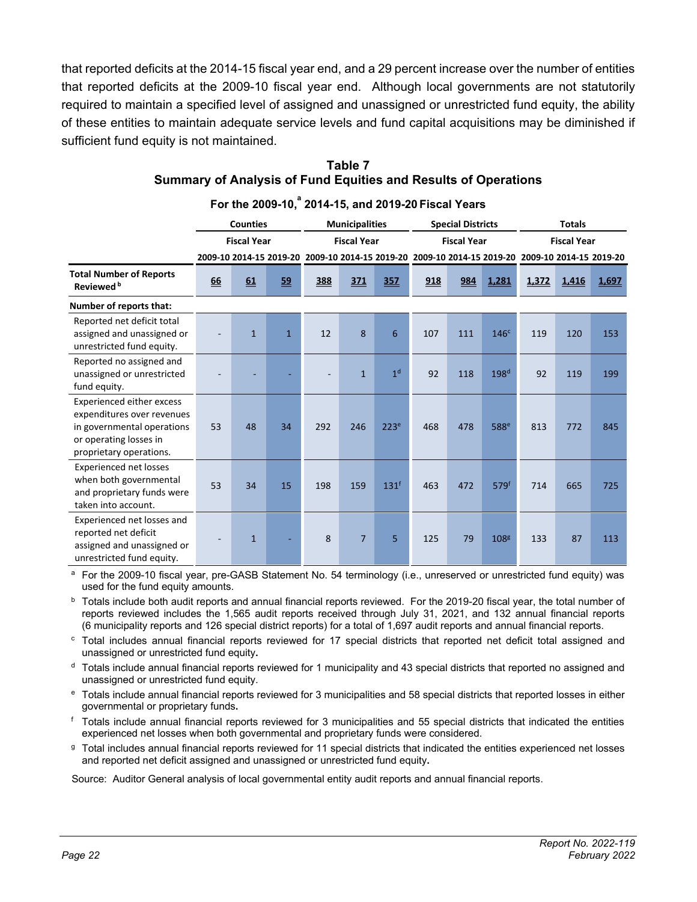that reported deficits at the 2014-15 fiscal year end, and a 29 percent increase over the number of entities that reported deficits at the 2009-10 fiscal year end. Although local governments are not statutorily required to maintain a specified level of assigned and unassigned or unrestricted fund equity, the ability of these entities to maintain adequate service levels and fund capital acquisitions may be diminished if sufficient fund equity is not maintained.

**Table 7**
**Summary of Analysis of Fund Equities and Results of Operations**

**For the 2009-10,[a] 2014-15, and 2019-20 Fiscal Years**

| | Counties | | | Municipalities | | | Special Districts | | | Totals | | |
|---|---|---|---|---|---|---|---|---|---|---|---|---|
| | Fiscal Year | | | Fiscal Year | | | Fiscal Year | | | Fiscal Year | | |
| | 2009-10 | 2014-15 | 2019-20 | 2009-10 | 2014-15 | 2019-20 | 2009-10 | 2014-15 | 2019-20 | 2009-10 | 2014-15 | 2019-20 |
| **Total Number of Reports Reviewed[b]** | 66 | 61 | 59 | 388 | 371 | 357 | 918 | 984 | 1,281 | 1,372 | 1,416 | 1,697 |
| **Number of reports that:** | | | | | | | | | | | | |
| Reported net deficit total assigned and unassigned or unrestricted fund equity. | - | 1 | 1 | 12 | 8 | 6 | 107 | 111 | 146[c] | 119 | 120 | 153 |
| Reported no assigned and unassigned or unrestricted fund equity. | - | - | - | - | 1 | 1[d] | 92 | 118 | 198[d] | 92 | 119 | 199 |
| Experienced either excess expenditures over revenues in governmental operations or operating losses in proprietary operations. | 53 | 48 | 34 | 292 | 246 | 223[e] | 468 | 478 | 588[e] | 813 | 772 | 845 |
| Experienced net losses when both governmental and proprietary funds were taken into account. | 53 | 34 | 15 | 198 | 159 | 131[f] | 463 | 472 | 579[f] | 714 | 665 | 725 |
| Experienced net losses and reported net deficit assigned and unassigned or unrestricted fund equity. | - | 1 | - | 8 | 7 | 5 | 125 | 79 | 108[g] | 133 | 87 | 113 |

[a] For the 2009-10 fiscal year, pre-GASB Statement No. 54 terminology (i.e., unreserved or unrestricted fund equity) was used for the fund equity amounts.

[b] Totals include both audit reports and annual financial reports reviewed. For the 2019-20 fiscal year, the total number of reports reviewed includes the 1,565 audit reports received through July 31, 2021, and 132 annual financial reports (6 municipality reports and 126 special district reports) for a total of 1,697 audit reports and annual financial reports.

[c] Total includes annual financial reports reviewed for 17 special districts that reported net deficit total assigned and unassigned or unrestricted fund equity.

[d] Totals include annual financial reports reviewed for 1 municipality and 43 special districts that reported no assigned and unassigned or unrestricted fund equity.

[e] Totals include annual financial reports reviewed for 3 municipalities and 58 special districts that reported losses in either governmental or proprietary funds.

[f] Totals include annual financial reports reviewed for 3 municipalities and 55 special districts that indicated the entities experienced net losses when both governmental and proprietary funds were considered.

[g] Total includes annual financial reports reviewed for 11 special districts that indicated the entities experienced net losses and reported net deficit assigned and unassigned or unrestricted fund equity.

Source: Auditor General analysis of local governmental entity audit reports and annual financial reports.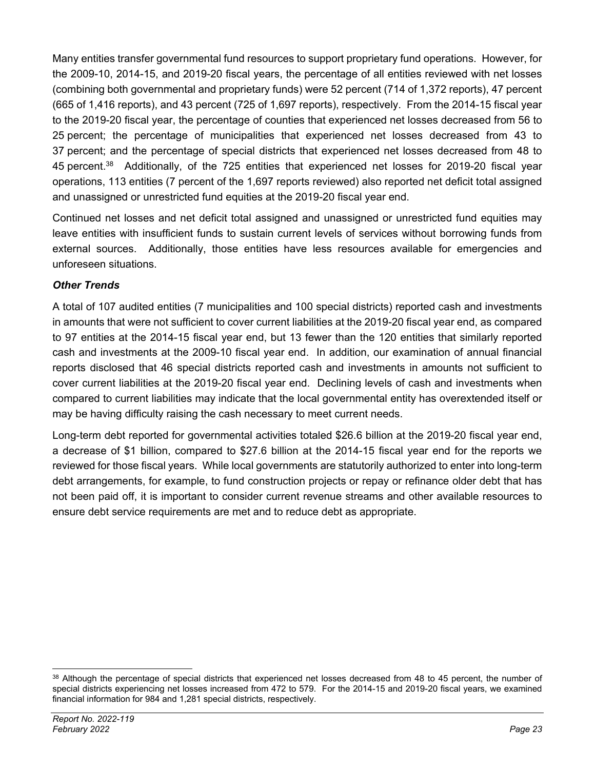Many entities transfer governmental fund resources to support proprietary fund operations. However, for the 2009-10, 2014-15, and 2019-20 fiscal years, the percentage of all entities reviewed with net losses (combining both governmental and proprietary funds) were 52 percent (714 of 1,372 reports), 47 percent (665 of 1,416 reports), and 43 percent (725 of 1,697 reports), respectively. From the 2014-15 fiscal year to the 2019-20 fiscal year, the percentage of counties that experienced net losses decreased from 56 to 25 percent; the percentage of municipalities that experienced net losses decreased from 43 to 37 percent; and the percentage of special districts that experienced net losses decreased from 48 to 45 percent.[38] Additionally, of the 725 entities that experienced net losses for 2019-20 fiscal year operations, 113 entities (7 percent of the 1,697 reports reviewed) also reported net deficit total assigned and unassigned or unrestricted fund equities at the 2019-20 fiscal year end.

Continued net losses and net deficit total assigned and unassigned or unrestricted fund equities may leave entities with insufficient funds to sustain current levels of services without borrowing funds from external sources. Additionally, those entities have less resources available for emergencies and unforeseen situations.

### *Other Trends*

A total of 107 audited entities (7 municipalities and 100 special districts) reported cash and investments in amounts that were not sufficient to cover current liabilities at the 2019-20 fiscal year end, as compared to 97 entities at the 2014-15 fiscal year end, but 13 fewer than the 120 entities that similarly reported cash and investments at the 2009-10 fiscal year end. In addition, our examination of annual financial reports disclosed that 46 special districts reported cash and investments in amounts not sufficient to cover current liabilities at the 2019-20 fiscal year end. Declining levels of cash and investments when compared to current liabilities may indicate that the local governmental entity has overextended itself or may be having difficulty raising the cash necessary to meet current needs.

Long-term debt reported for governmental activities totaled $26.6 billion at the 2019-20 fiscal year end, a decrease of $1 billion, compared to $27.6 billion at the 2014-15 fiscal year end for the reports we reviewed for those fiscal years. While local governments are statutorily authorized to enter into long-term debt arrangements, for example, to fund construction projects or repay or refinance older debt that has not been paid off, it is important to consider current revenue streams and other available resources to ensure debt service requirements are met and to reduce debt as appropriate.

---

[38] Although the percentage of special districts that experienced net losses decreased from 48 to 45 percent, the number of special districts experiencing net losses increased from 472 to 579. For the 2014-15 and 2019-20 fiscal years, we examined financial information for 984 and 1,281 special districts, respectively.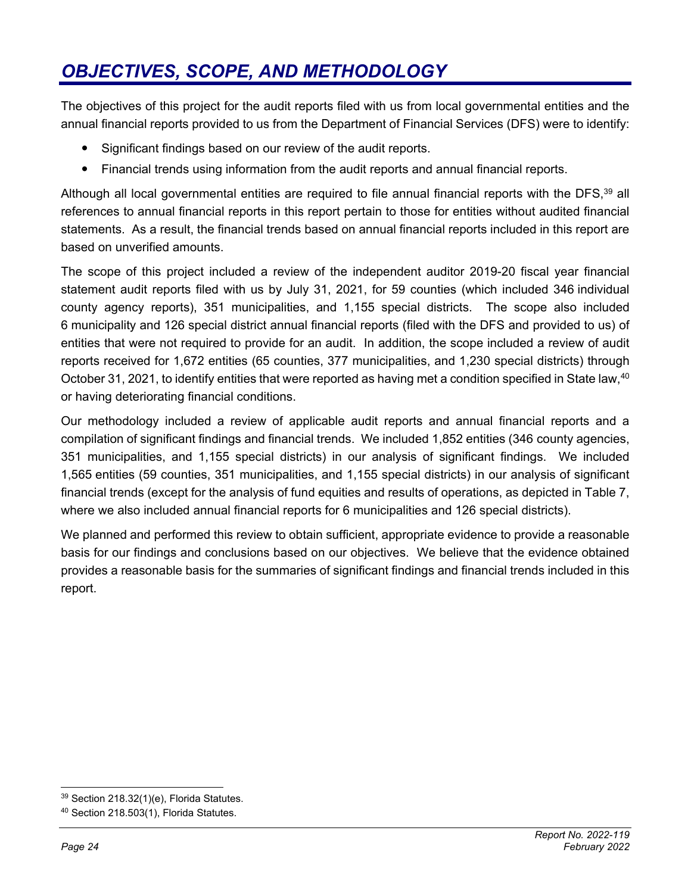# *OBJECTIVES, SCOPE, AND METHODOLOGY*

The objectives of this project for the audit reports filed with us from local governmental entities and the annual financial reports provided to us from the Department of Financial Services (DFS) were to identify:

- Significant findings based on our review of the audit reports.
- Financial trends using information from the audit reports and annual financial reports.

Although all local governmental entities are required to file annual financial reports with the DFS,[39] all references to annual financial reports in this report pertain to those for entities without audited financial statements. As a result, the financial trends based on annual financial reports included in this report are based on unverified amounts.

The scope of this project included a review of the independent auditor 2019-20 fiscal year financial statement audit reports filed with us by July 31, 2021, for 59 counties (which included 346 individual county agency reports), 351 municipalities, and 1,155 special districts. The scope also included 6 municipality and 126 special district annual financial reports (filed with the DFS and provided to us) of entities that were not required to provide for an audit. In addition, the scope included a review of audit reports received for 1,672 entities (65 counties, 377 municipalities, and 1,230 special districts) through October 31, 2021, to identify entities that were reported as having met a condition specified in State law,[40] or having deteriorating financial conditions.

Our methodology included a review of applicable audit reports and annual financial reports and a compilation of significant findings and financial trends. We included 1,852 entities (346 county agencies, 351 municipalities, and 1,155 special districts) in our analysis of significant findings. We included 1,565 entities (59 counties, 351 municipalities, and 1,155 special districts) in our analysis of significant financial trends (except for the analysis of fund equities and results of operations, as depicted in Table 7, where we also included annual financial reports for 6 municipalities and 126 special districts).

We planned and performed this review to obtain sufficient, appropriate evidence to provide a reasonable basis for our findings and conclusions based on our objectives. We believe that the evidence obtained provides a reasonable basis for the summaries of significant findings and financial trends included in this report.

---

[39] Section 218.32(1)(e), Florida Statutes.

[40] Section 218.503(1), Florida Statutes.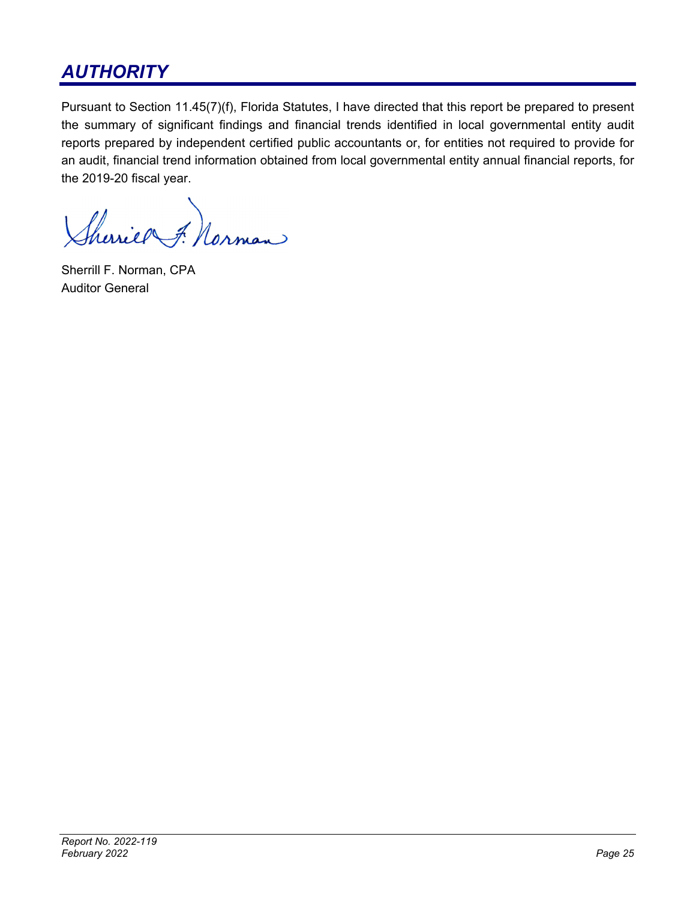## *AUTHORITY*

Pursuant to Section 11.45(7)(f), Florida Statutes, I have directed that this report be prepared to present the summary of significant findings and financial trends identified in local governmental entity audit reports prepared by independent certified public accountants or, for entities not required to provide for an audit, financial trend information obtained from local governmental entity annual financial reports, for the 2019-20 fiscal year.

Sherrill F. Norman, CPA
Auditor General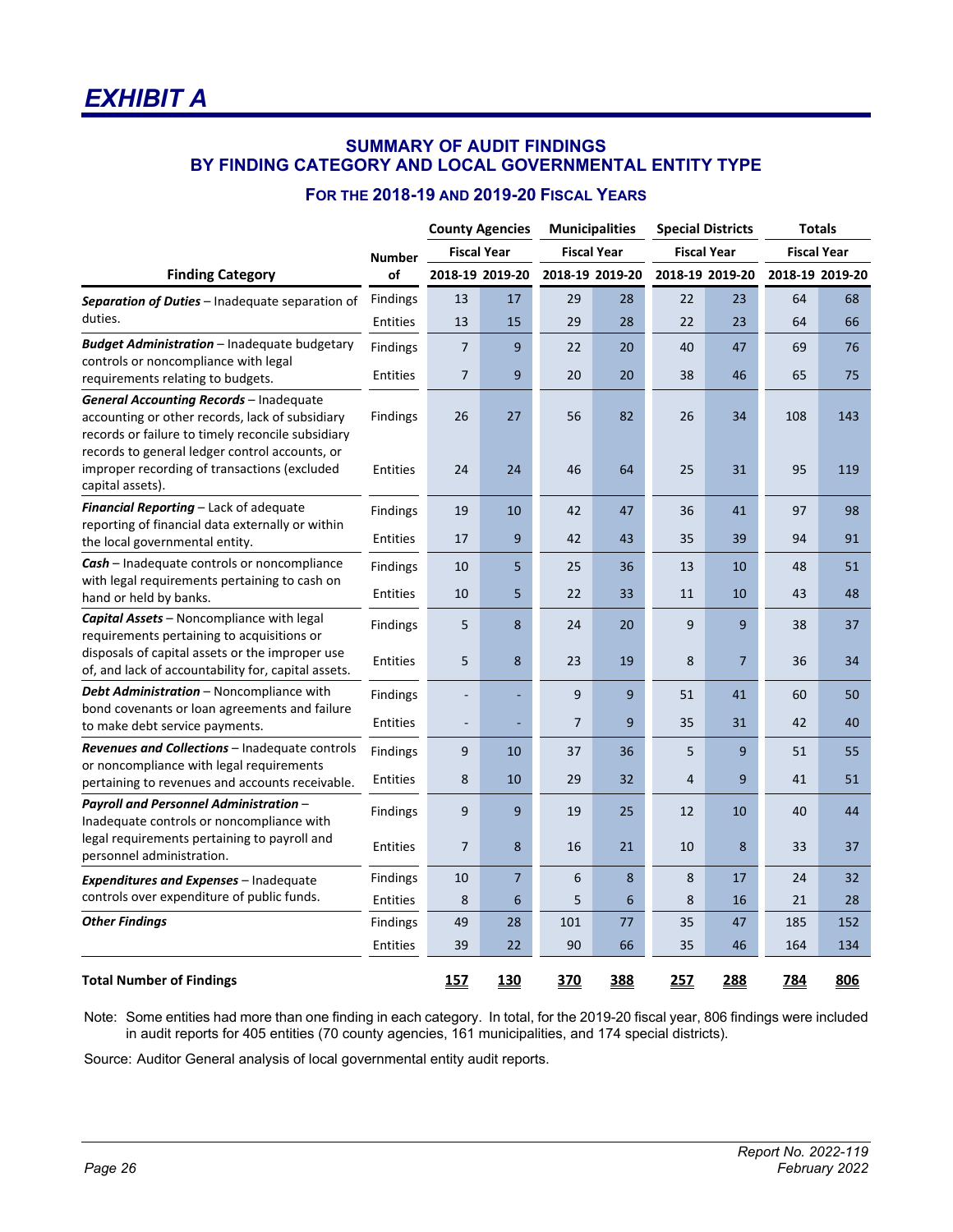# EXHIBIT A

## SUMMARY OF AUDIT FINDINGS BY FINDING CATEGORY AND LOCAL GOVERNMENTAL ENTITY TYPE

### FOR THE 2018-19 AND 2019-20 FISCAL YEARS

| Finding Category | Number of | County Agencies Fiscal Year 2018-19 | County Agencies Fiscal Year 2019-20 | Municipalities Fiscal Year 2018-19 | Municipalities Fiscal Year 2019-20 | Special Districts Fiscal Year 2018-19 | Special Districts Fiscal Year 2019-20 | Totals Fiscal Year 2018-19 | Totals Fiscal Year 2019-20 |
|---|---|---|---|---|---|---|---|---|---|
| ***Separation of Duties*** – Inadequate separation of duties. | Findings | 13 | 17 | 29 | 28 | 22 | 23 | 64 | 68 |
| | Entities | 13 | 15 | 29 | 28 | 22 | 23 | 64 | 66 |
| ***Budget Administration*** – Inadequate budgetary controls or noncompliance with legal requirements relating to budgets. | Findings | 7 | 9 | 22 | 20 | 40 | 47 | 69 | 76 |
| | Entities | 7 | 9 | 20 | 20 | 38 | 46 | 65 | 75 |
| ***General Accounting Records*** – Inadequate accounting or other records, lack of subsidiary records or failure to timely reconcile subsidiary records to general ledger control accounts, or improper recording of transactions (excluded capital assets). | Findings | 26 | 27 | 56 | 82 | 26 | 34 | 108 | 143 |
| | Entities | 24 | 24 | 46 | 64 | 25 | 31 | 95 | 119 |
| ***Financial Reporting*** – Lack of adequate reporting of financial data externally or within the local governmental entity. | Findings | 19 | 10 | 42 | 47 | 36 | 41 | 97 | 98 |
| | Entities | 17 | 9 | 42 | 43 | 35 | 39 | 94 | 91 |
| ***Cash*** – Inadequate controls or noncompliance with legal requirements pertaining to cash on hand or held by banks. | Findings | 10 | 5 | 25 | 36 | 13 | 10 | 48 | 51 |
| | Entities | 10 | 5 | 22 | 33 | 11 | 10 | 43 | 48 |
| ***Capital Assets*** – Noncompliance with legal requirements pertaining to acquisitions or disposals of capital assets or the improper use of, and lack of accountability for, capital assets. | Findings | 5 | 8 | 24 | 20 | 9 | 9 | 38 | 37 |
| | Entities | 5 | 8 | 23 | 19 | 8 | 7 | 36 | 34 |
| ***Debt Administration*** – Noncompliance with bond covenants or loan agreements and failure to make debt service payments. | Findings | - | - | 9 | 9 | 51 | 41 | 60 | 50 |
| | Entities | - | - | 7 | 9 | 35 | 31 | 42 | 40 |
| ***Revenues and Collections*** – Inadequate controls or noncompliance with legal requirements pertaining to revenues and accounts receivable. | Findings | 9 | 10 | 37 | 36 | 5 | 9 | 51 | 55 |
| | Entities | 8 | 10 | 29 | 32 | 4 | 9 | 41 | 51 |
| ***Payroll and Personnel Administration*** – Inadequate controls or noncompliance with legal requirements pertaining to payroll and personnel administration. | Findings | 9 | 9 | 19 | 25 | 12 | 10 | 40 | 44 |
| | Entities | 7 | 8 | 16 | 21 | 10 | 8 | 33 | 37 |
| ***Expenditures and Expenses*** – Inadequate controls over expenditure of public funds. | Findings | 10 | 7 | 6 | 8 | 8 | 17 | 24 | 32 |
| | Entities | 8 | 6 | 5 | 6 | 8 | 16 | 21 | 28 |
| ***Other Findings*** | Findings | 49 | 28 | 101 | 77 | 35 | 47 | 185 | 152 |
| | Entities | 39 | 22 | 90 | 66 | 35 | 46 | 164 | 134 |
| **Total Number of Findings** | | **157** | **130** | **370** | **388** | **257** | **288** | **784** | **806** |

Note: Some entities had more than one finding in each category. In total, for the 2019-20 fiscal year, 806 findings were included in audit reports for 405 entities (70 county agencies, 161 municipalities, and 174 special districts).

Source: Auditor General analysis of local governmental entity audit reports.